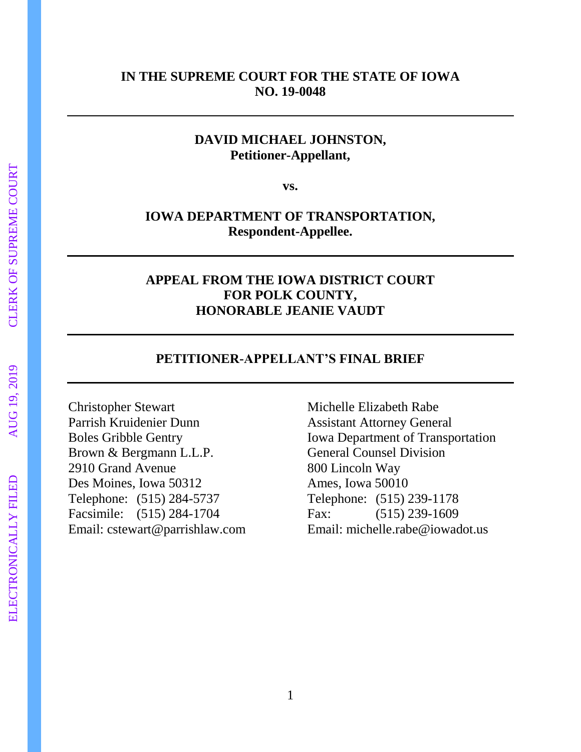**IN THE SUPREME COURT FOR THE STATE OF IOWA**
**NO. 19-0048**

---

**DAVID MICHAEL JOHNSTON,**
**Petitioner-Appellant,**

**vs.**

**IOWA DEPARTMENT OF TRANSPORTATION,**
**Respondent-Appellee.**

---

**APPEAL FROM THE IOWA DISTRICT COURT**
**FOR POLK COUNTY,**
**HONORABLE JEANIE VAUDT**

---

**PETITIONER-APPELLANT'S FINAL BRIEF**

---

Christopher Stewart
Parrish Kruidenier Dunn
Boles Gribble Gentry
Brown & Bergmann L.L.P.
2910 Grand Avenue
Des Moines, Iowa 50312
Telephone: (515) 284-5737
Facsimile: (515) 284-1704
Email: cstewart@parrishlaw.com

Michelle Elizabeth Rabe
Assistant Attorney General
Iowa Department of Transportation
General Counsel Division
800 Lincoln Way
Ames, Iowa 50010
Telephone: (515) 239-1178
Fax: (515) 239-1609
Email: michelle.rabe@iowadot.us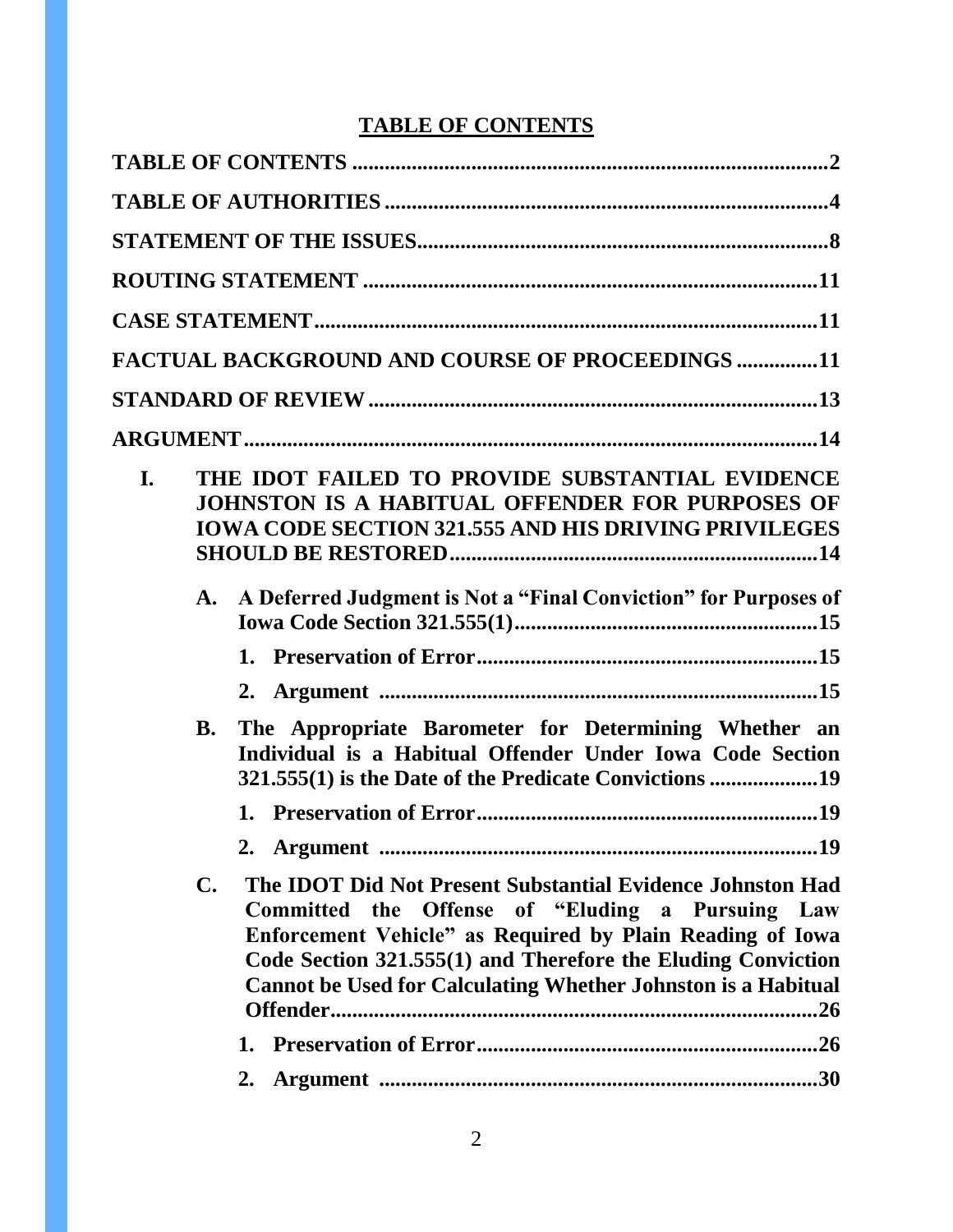## TABLE OF CONTENTS

**TABLE OF CONTENTS** .......................................................................................2

**TABLE OF AUTHORITIES** .................................................................................4

**STATEMENT OF THE ISSUES**...........................................................................8

**ROUTING STATEMENT** ....................................................................................11

**CASE STATEMENT**.............................................................................................11

**FACTUAL BACKGROUND AND COURSE OF PROCEEDINGS** ...............11

**STANDARD OF REVIEW** ...................................................................................13

**ARGUMENT**..........................................................................................................14

**I. THE IDOT FAILED TO PROVIDE SUBSTANTIAL EVIDENCE JOHNSTON IS A HABITUAL OFFENDER FOR PURPOSES OF IOWA CODE SECTION 321.555 AND HIS DRIVING PRIVILEGES SHOULD BE RESTORED**....................................................................14

- **A. A Deferred Judgment is Not a "Final Conviction" for Purposes of Iowa Code Section 321.555(1)**........................................................15
  - **1. Preservation of Error**...............................................................15
  - **2. Argument** .................................................................................15
- **B. The Appropriate Barometer for Determining Whether an Individual is a Habitual Offender Under Iowa Code Section 321.555(1) is the Date of the Predicate Convictions** ....................19
  - **1. Preservation of Error**...............................................................19
  - **2. Argument** .................................................................................19
- **C. The IDOT Did Not Present Substantial Evidence Johnston Had Committed the Offense of "Eluding a Pursuing Law Enforcement Vehicle" as Required by Plain Reading of Iowa Code Section 321.555(1) and Therefore the Eluding Conviction Cannot be Used for Calculating Whether Johnston is a Habitual Offender**..........................................................................................26
  - **1. Preservation of Error**...............................................................26
  - **2. Argument** .................................................................................30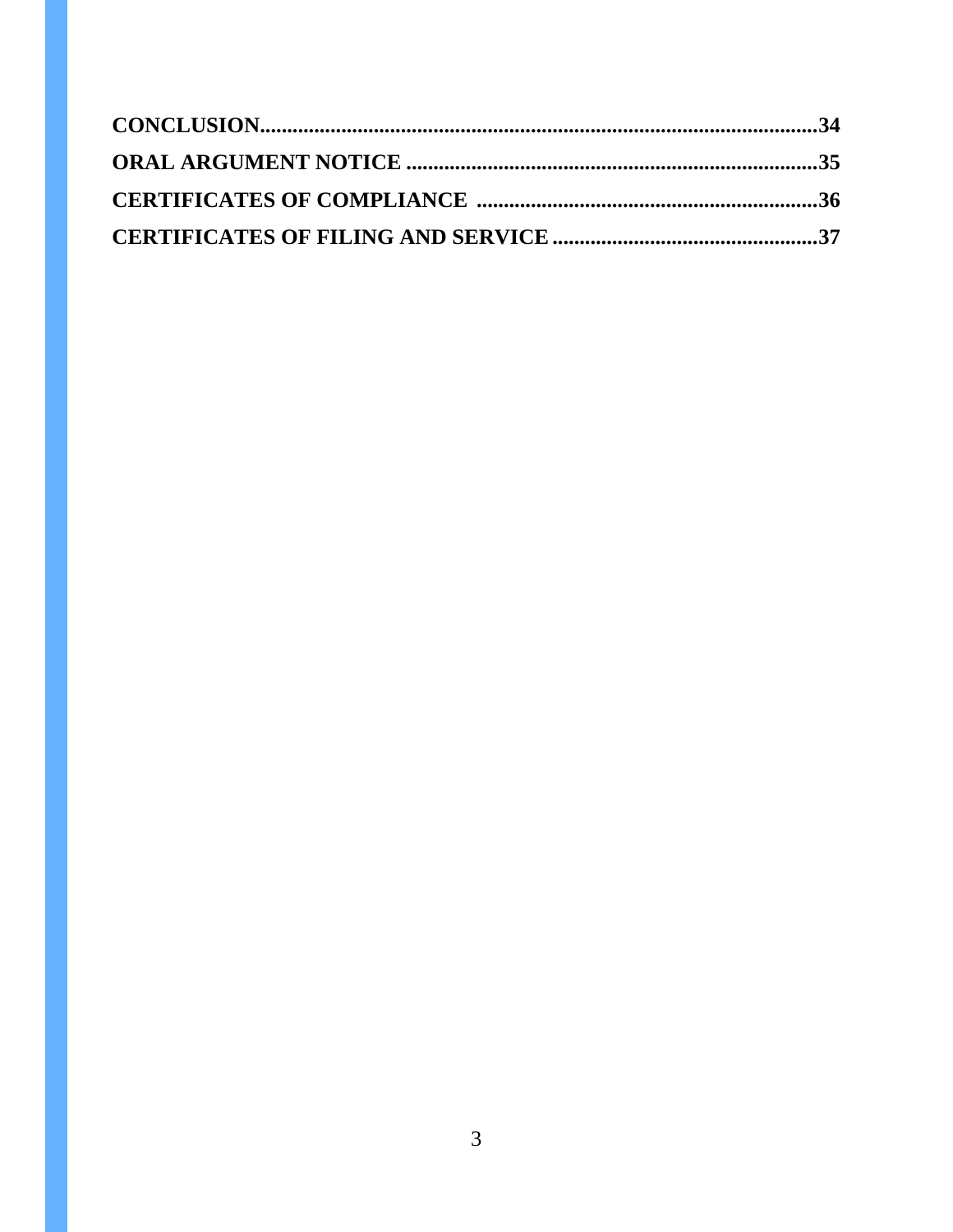**CONCLUSION**........................................................................................................**34**

**ORAL ARGUMENT NOTICE** ...........................................................................**35**

**CERTIFICATES OF COMPLIANCE** ...............................................................**36**

**CERTIFICATES OF FILING AND SERVICE** ................................................**37**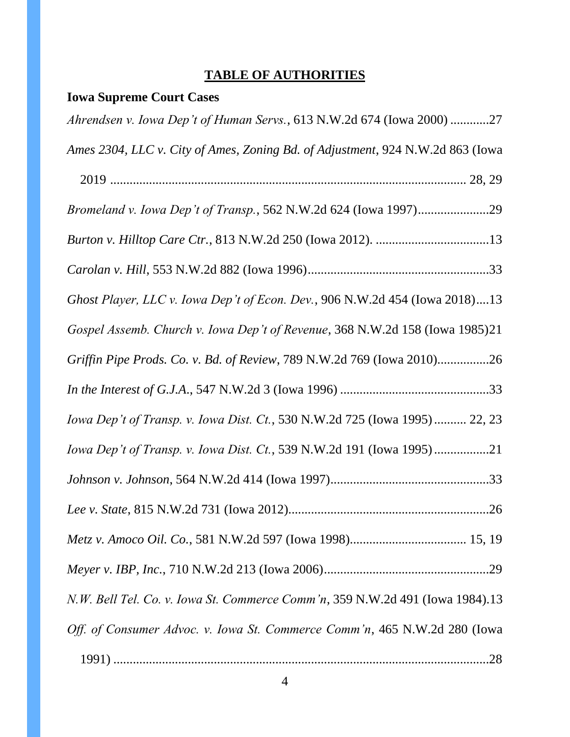## TABLE OF AUTHORITIES

**Iowa Supreme Court Cases**

*Ahrendsen v. Iowa Dep't of Human Servs.*, 613 N.W.2d 674 (Iowa 2000) ............27

*Ames 2304, LLC v. City of Ames, Zoning Bd. of Adjustment*, 924 N.W.2d 863 (Iowa 2019 ............................................................................................................. 28, 29

*Bromeland v. Iowa Dep't of Transp.*, 562 N.W.2d 624 (Iowa 1997)......................29

*Burton v. Hilltop Care Ctr.*, 813 N.W.2d 250 (Iowa 2012). ...................................13

*Carolan v. Hill*, 553 N.W.2d 882 (Iowa 1996)........................................................33

*Ghost Player, LLC v. Iowa Dep't of Econ. Dev.*, 906 N.W.2d 454 (Iowa 2018)....13

*Gospel Assemb. Church v. Iowa Dep't of Revenue*, 368 N.W.2d 158 (Iowa 1985)21

*Griffin Pipe Prods. Co. v. Bd. of Review*, 789 N.W.2d 769 (Iowa 2010)................26

*In the Interest of G.J.A.*, 547 N.W.2d 3 (Iowa 1996) ..............................................33

*Iowa Dep't of Transp. v. Iowa Dist. Ct.*, 530 N.W.2d 725 (Iowa 1995) .......... 22, 23

*Iowa Dep't of Transp. v. Iowa Dist. Ct.*, 539 N.W.2d 191 (Iowa 1995) .................21

*Johnson v. Johnson*, 564 N.W.2d 414 (Iowa 1997).................................................33

*Lee v. State*, 815 N.W.2d 731 (Iowa 2012)..............................................................26

*Metz v. Amoco Oil. Co.*, 581 N.W.2d 597 (Iowa 1998)................................... 15, 19

*Meyer v. IBP, Inc.*, 710 N.W.2d 213 (Iowa 2006)...................................................29

*N.W. Bell Tel. Co. v. Iowa St. Commerce Comm'n*, 359 N.W.2d 491 (Iowa 1984).13

*Off. of Consumer Advoc. v. Iowa St. Commerce Comm'n*, 465 N.W.2d 280 (Iowa 1991) .......................................................................................................................28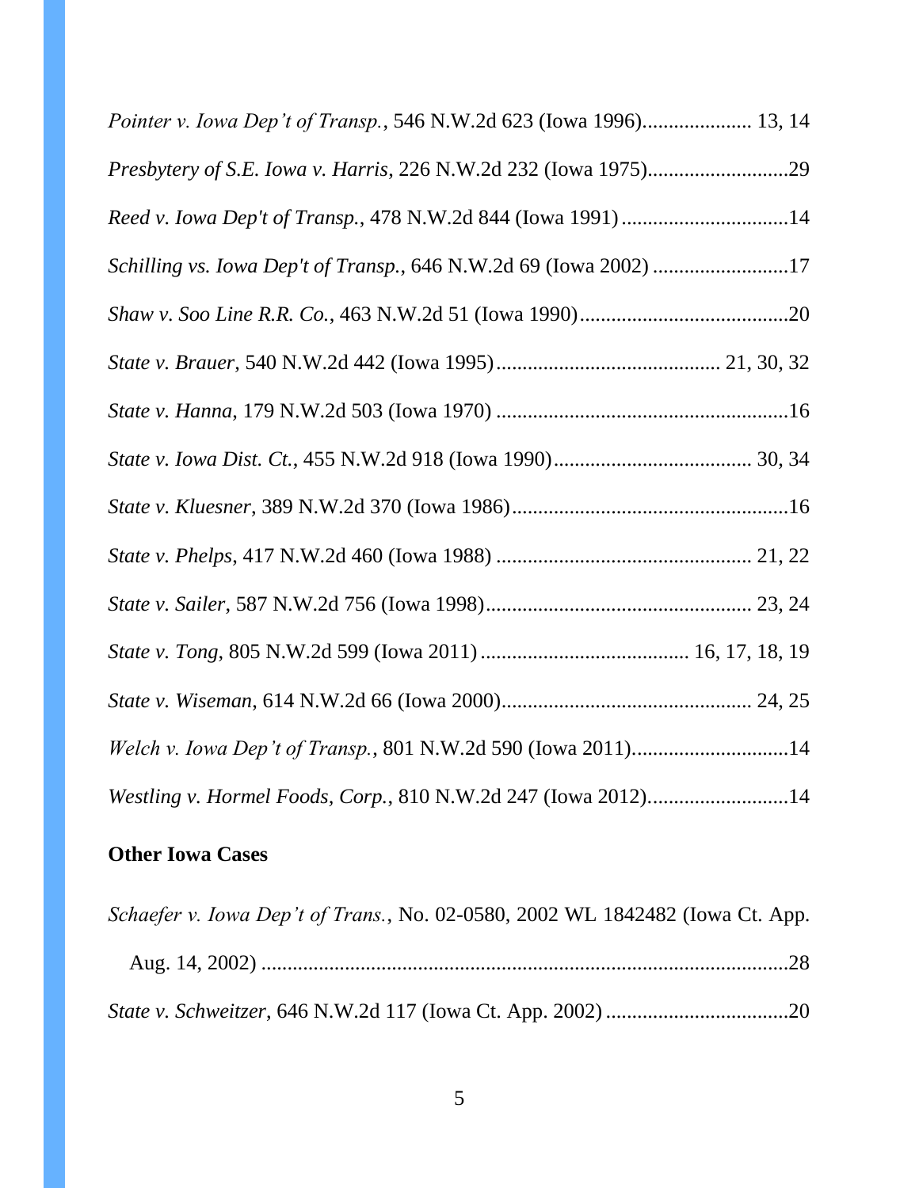*Pointer v. Iowa Dep't of Transp.*, 546 N.W.2d 623 (Iowa 1996)..................... 13, 14

*Presbytery of S.E. Iowa v. Harris*, 226 N.W.2d 232 (Iowa 1975)...........................29

*Reed v. Iowa Dep't of Transp.*, 478 N.W.2d 844 (Iowa 1991)................................14

*Schilling vs. Iowa Dep't of Transp.*, 646 N.W.2d 69 (Iowa 2002) ..........................17

*Shaw v. Soo Line R.R. Co.*, 463 N.W.2d 51 (Iowa 1990)........................................20

*State v. Brauer*, 540 N.W.2d 442 (Iowa 1995).......................................... 21, 30, 32

*State v. Hanna*, 179 N.W.2d 503 (Iowa 1970) ........................................................16

*State v. Iowa Dist. Ct.*, 455 N.W.2d 918 (Iowa 1990)...................................... 30, 34

*State v. Kluesner*, 389 N.W.2d 370 (Iowa 1986).....................................................16

*State v. Phelps*, 417 N.W.2d 460 (Iowa 1988) ................................................ 21, 22

*State v. Sailer*, 587 N.W.2d 756 (Iowa 1998)................................................... 23, 24

*State v. Tong*, 805 N.W.2d 599 (Iowa 2011) ........................................ 16, 17, 18, 19

*State v. Wiseman*, 614 N.W.2d 66 (Iowa 2000)................................................ 24, 25

*Welch v. Iowa Dep't of Transp.*, 801 N.W.2d 590 (Iowa 2011)..............................14

*Westling v. Hormel Foods, Corp.*, 810 N.W.2d 247 (Iowa 2012)...........................14

**Other Iowa Cases**

*Schaefer v. Iowa Dep't of Trans.*, No. 02-0580, 2002 WL 1842482 (Iowa Ct. App. Aug. 14, 2002) .....................................................................................................28

*State v. Schweitzer*, 646 N.W.2d 117 (Iowa Ct. App. 2002) ...................................20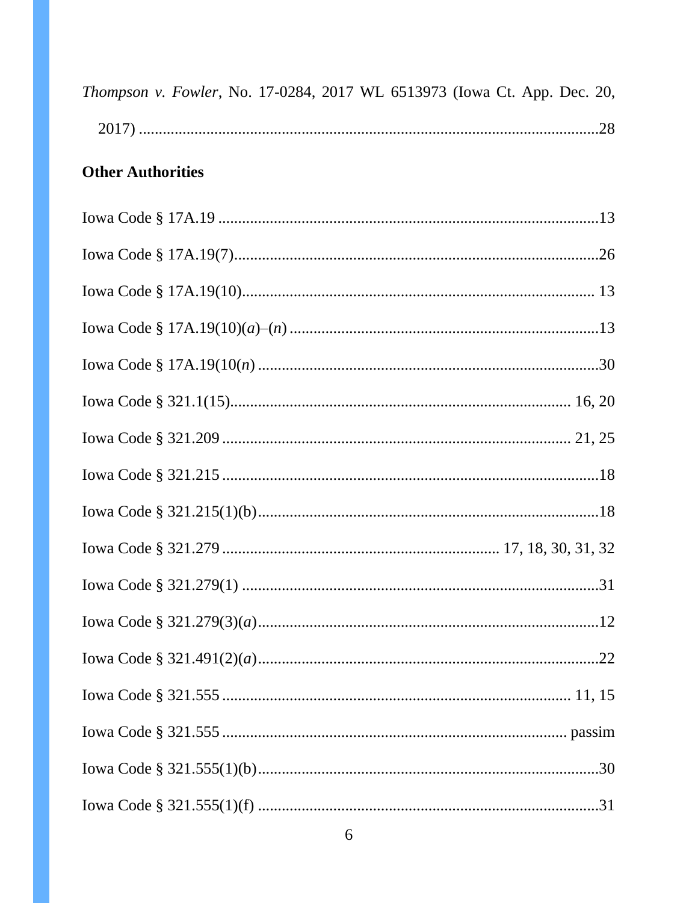*Thompson v. Fowler*, No. 17-0284, 2017 WL 6513973 (Iowa Ct. App. Dec. 20, 2017) ......................................................................................................28

**Other Authorities**

Iowa Code § 17A.19 ......................................................................................13

Iowa Code § 17A.19(7)..................................................................................26

Iowa Code § 17A.19(10)................................................................................ 13

Iowa Code § 17A.19(10)(*a*)–(*n*) .....................................................................13

Iowa Code § 17A.19(10(*n*) ............................................................................30

Iowa Code § 321.1(15)............................................................................ 16, 20

Iowa Code § 321.209 ............................................................................. 21, 25

Iowa Code § 321.215 ......................................................................................18

Iowa Code § 321.215(1)(b)............................................................................18

Iowa Code § 321.279 ........................................................... 17, 18, 30, 31, 32

Iowa Code § 321.279(1) ................................................................................31

Iowa Code § 321.279(3)(*a*)............................................................................12

Iowa Code § 321.491(2)(*a*)............................................................................22

Iowa Code § 321.555 ............................................................................. 11, 15

Iowa Code § 321.555 ........................................................................... passim

Iowa Code § 321.555(1)(b)............................................................................30

Iowa Code § 321.555(1)(f) .............................................................................31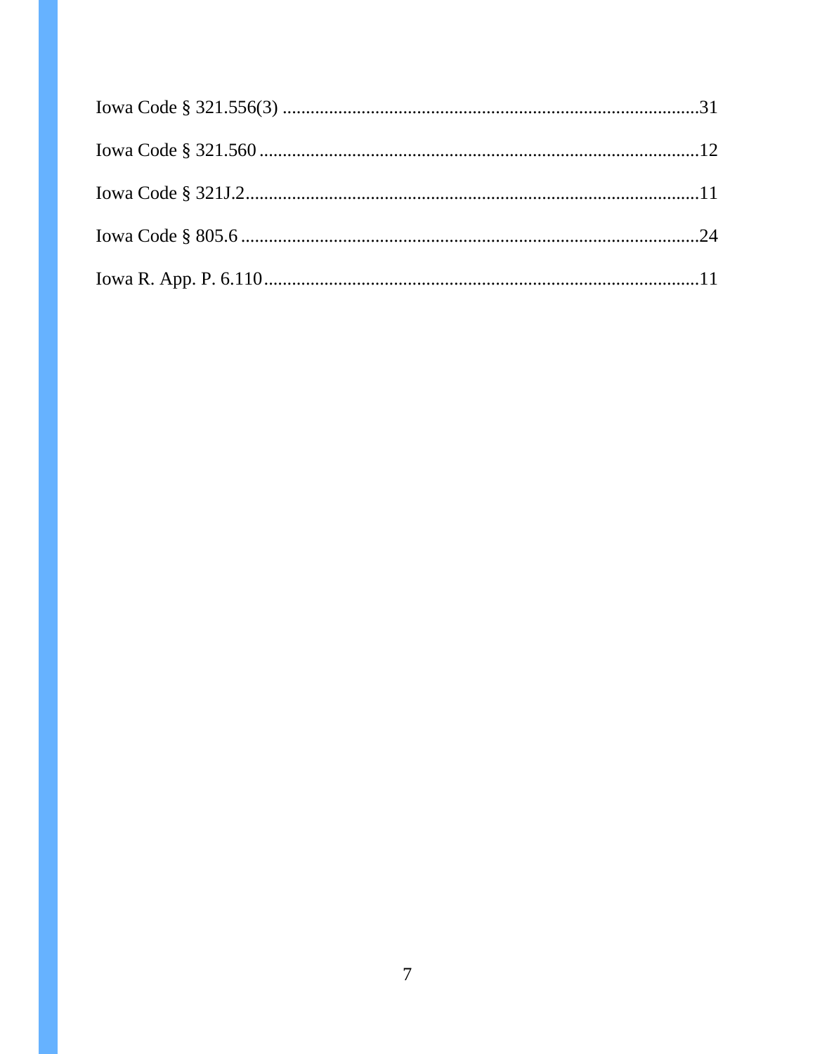Iowa Code § 321.556(3) ..........................................................................................31

Iowa Code § 321.560 ..............................................................................................12

Iowa Code § 321J.2..................................................................................................11

Iowa Code § 805.6 ...................................................................................................24

Iowa R. App. P. 6.110..............................................................................................11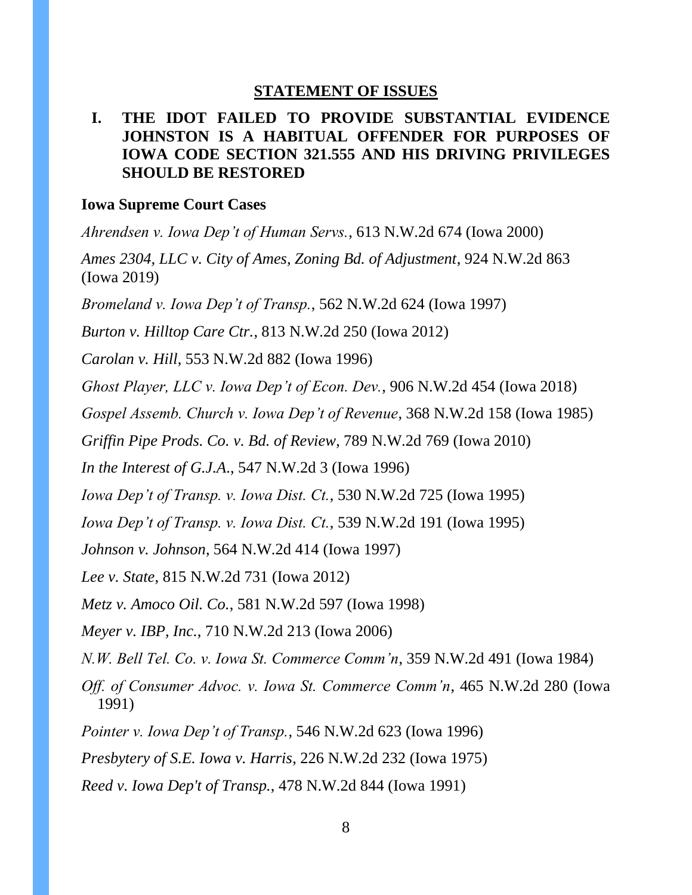## STATEMENT OF ISSUES

### I. THE IDOT FAILED TO PROVIDE SUBSTANTIAL EVIDENCE JOHNSTON IS A HABITUAL OFFENDER FOR PURPOSES OF IOWA CODE SECTION 321.555 AND HIS DRIVING PRIVILEGES SHOULD BE RESTORED

**Iowa Supreme Court Cases**

*Ahrendsen v. Iowa Dep't of Human Servs.*, 613 N.W.2d 674 (Iowa 2000)

*Ames 2304, LLC v. City of Ames, Zoning Bd. of Adjustment*, 924 N.W.2d 863 (Iowa 2019)

*Bromeland v. Iowa Dep't of Transp.*, 562 N.W.2d 624 (Iowa 1997)

*Burton v. Hilltop Care Ctr.*, 813 N.W.2d 250 (Iowa 2012)

*Carolan v. Hill*, 553 N.W.2d 882 (Iowa 1996)

*Ghost Player, LLC v. Iowa Dep't of Econ. Dev.*, 906 N.W.2d 454 (Iowa 2018)

*Gospel Assemb. Church v. Iowa Dep't of Revenue*, 368 N.W.2d 158 (Iowa 1985)

*Griffin Pipe Prods. Co. v. Bd. of Review*, 789 N.W.2d 769 (Iowa 2010)

*In the Interest of G.J.A.*, 547 N.W.2d 3 (Iowa 1996)

*Iowa Dep't of Transp. v. Iowa Dist. Ct.*, 530 N.W.2d 725 (Iowa 1995)

*Iowa Dep't of Transp. v. Iowa Dist. Ct.*, 539 N.W.2d 191 (Iowa 1995)

*Johnson v. Johnson*, 564 N.W.2d 414 (Iowa 1997)

*Lee v. State*, 815 N.W.2d 731 (Iowa 2012)

*Metz v. Amoco Oil. Co.*, 581 N.W.2d 597 (Iowa 1998)

*Meyer v. IBP, Inc.*, 710 N.W.2d 213 (Iowa 2006)

*N.W. Bell Tel. Co. v. Iowa St. Commerce Comm'n*, 359 N.W.2d 491 (Iowa 1984)

*Off. of Consumer Advoc. v. Iowa St. Commerce Comm'n*, 465 N.W.2d 280 (Iowa 1991)

*Pointer v. Iowa Dep't of Transp.*, 546 N.W.2d 623 (Iowa 1996)

*Presbytery of S.E. Iowa v. Harris*, 226 N.W.2d 232 (Iowa 1975)

*Reed v. Iowa Dep't of Transp.*, 478 N.W.2d 844 (Iowa 1991)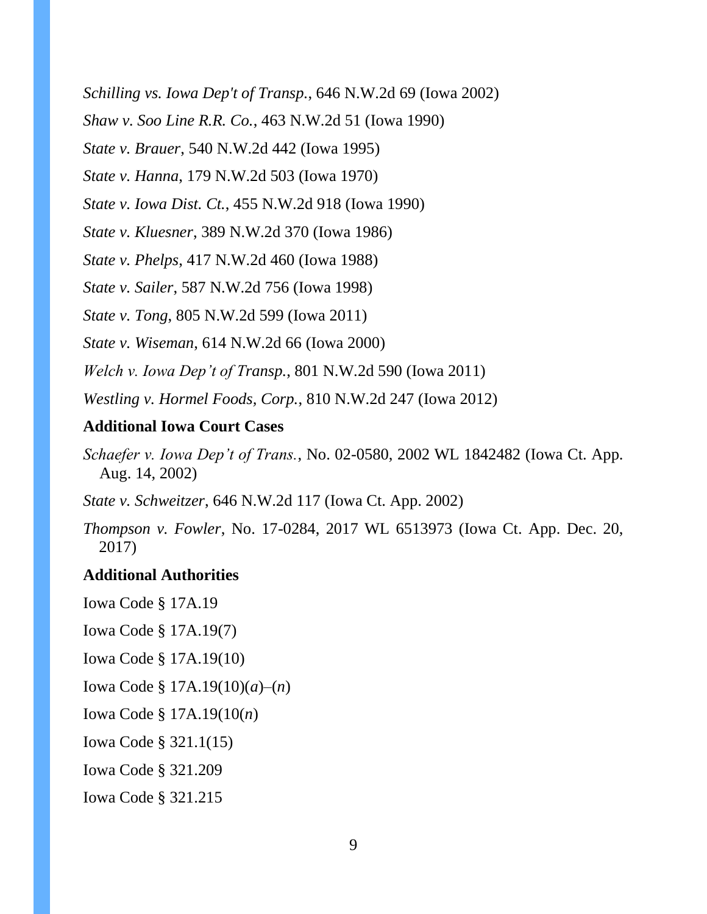*Schilling vs. Iowa Dep't of Transp.*, 646 N.W.2d 69 (Iowa 2002)

*Shaw v. Soo Line R.R. Co.*, 463 N.W.2d 51 (Iowa 1990)

*State v. Brauer*, 540 N.W.2d 442 (Iowa 1995)

*State v. Hanna*, 179 N.W.2d 503 (Iowa 1970)

*State v. Iowa Dist. Ct.*, 455 N.W.2d 918 (Iowa 1990)

*State v. Kluesner*, 389 N.W.2d 370 (Iowa 1986)

*State v. Phelps*, 417 N.W.2d 460 (Iowa 1988)

*State v. Sailer*, 587 N.W.2d 756 (Iowa 1998)

*State v. Tong*, 805 N.W.2d 599 (Iowa 2011)

*State v. Wiseman*, 614 N.W.2d 66 (Iowa 2000)

*Welch v. Iowa Dep't of Transp.*, 801 N.W.2d 590 (Iowa 2011)

*Westling v. Hormel Foods, Corp.*, 810 N.W.2d 247 (Iowa 2012)

**Additional Iowa Court Cases**

*Schaefer v. Iowa Dep't of Trans.*, No. 02-0580, 2002 WL 1842482 (Iowa Ct. App. Aug. 14, 2002)

*State v. Schweitzer*, 646 N.W.2d 117 (Iowa Ct. App. 2002)

*Thompson v. Fowler*, No. 17-0284, 2017 WL 6513973 (Iowa Ct. App. Dec. 20, 2017)

**Additional Authorities**

Iowa Code § 17A.19

Iowa Code § 17A.19(7)

Iowa Code § 17A.19(10)

Iowa Code § 17A.19(10)(*a*)–(*n*)

Iowa Code § 17A.19(10(*n*)

Iowa Code § 321.1(15)

Iowa Code § 321.209

Iowa Code § 321.215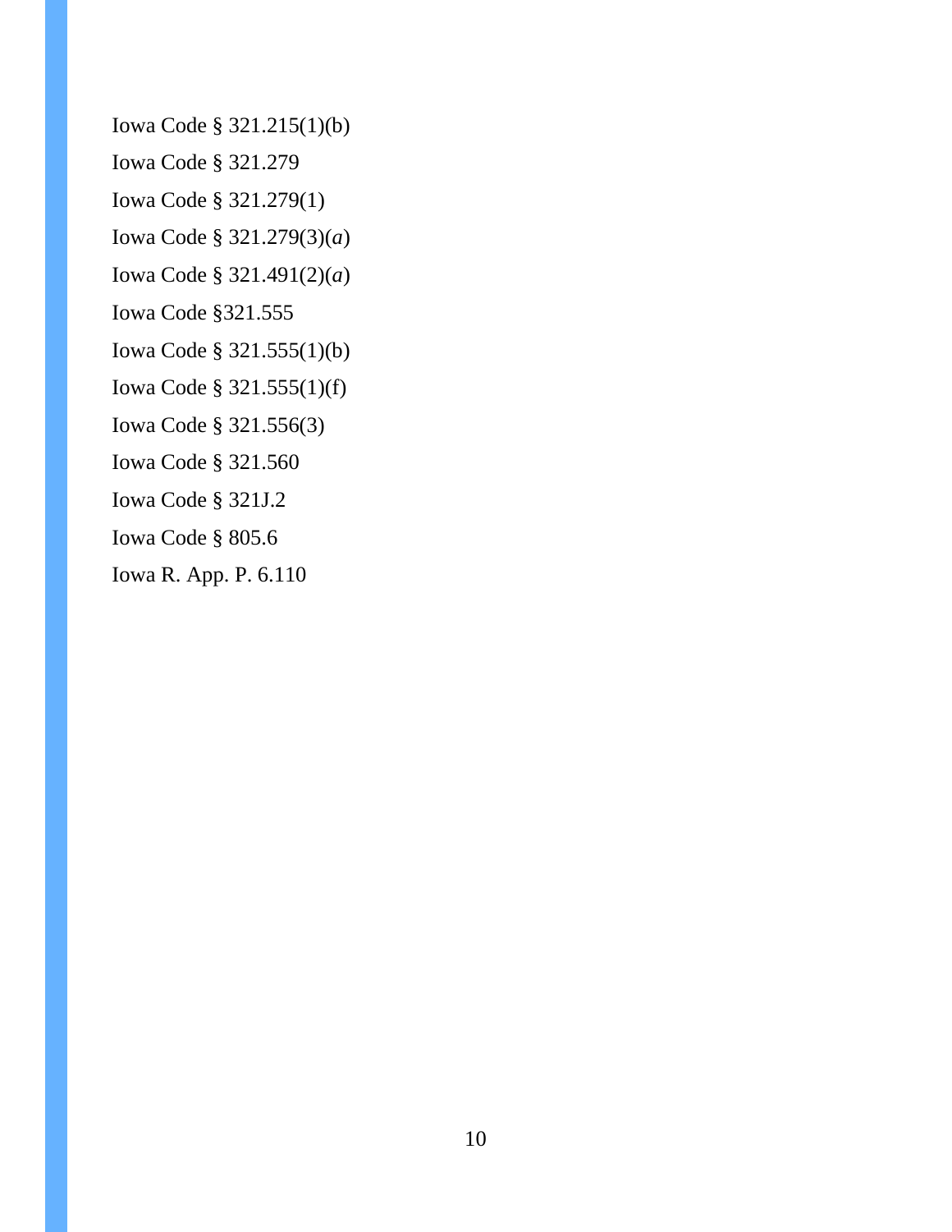Iowa Code § 321.215(1)(b)

Iowa Code § 321.279

Iowa Code § 321.279(1)

Iowa Code § 321.279(3)(*a*)

Iowa Code § 321.491(2)(*a*)

Iowa Code §321.555

Iowa Code § 321.555(1)(b)

Iowa Code § 321.555(1)(f)

Iowa Code § 321.556(3)

Iowa Code § 321.560

Iowa Code § 321J.2

Iowa Code § 805.6

Iowa R. App. P. 6.110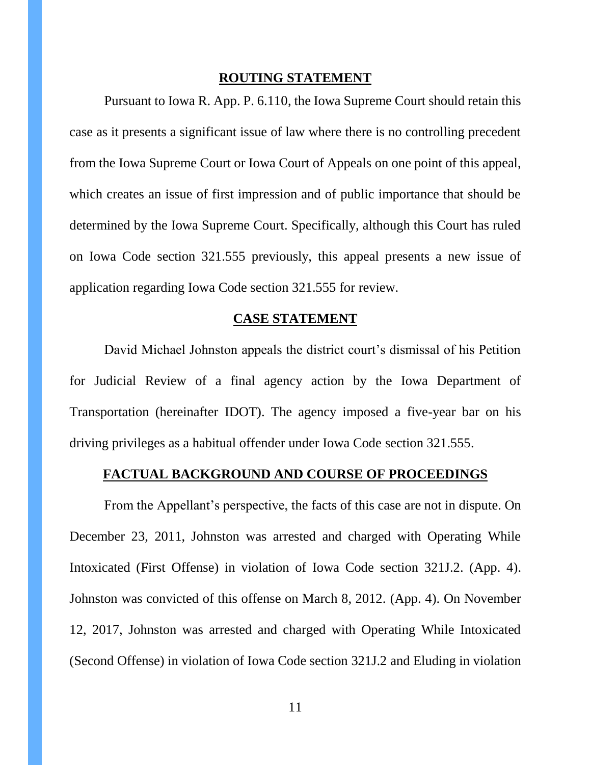## ROUTING STATEMENT

Pursuant to Iowa R. App. P. 6.110, the Iowa Supreme Court should retain this case as it presents a significant issue of law where there is no controlling precedent from the Iowa Supreme Court or Iowa Court of Appeals on one point of this appeal, which creates an issue of first impression and of public importance that should be determined by the Iowa Supreme Court. Specifically, although this Court has ruled on Iowa Code section 321.555 previously, this appeal presents a new issue of application regarding Iowa Code section 321.555 for review.

## CASE STATEMENT

David Michael Johnston appeals the district court's dismissal of his Petition for Judicial Review of a final agency action by the Iowa Department of Transportation (hereinafter IDOT). The agency imposed a five-year bar on his driving privileges as a habitual offender under Iowa Code section 321.555.

## FACTUAL BACKGROUND AND COURSE OF PROCEEDINGS

From the Appellant's perspective, the facts of this case are not in dispute. On December 23, 2011, Johnston was arrested and charged with Operating While Intoxicated (First Offense) in violation of Iowa Code section 321J.2. (App. 4). Johnston was convicted of this offense on March 8, 2012. (App. 4). On November 12, 2017, Johnston was arrested and charged with Operating While Intoxicated (Second Offense) in violation of Iowa Code section 321J.2 and Eluding in violation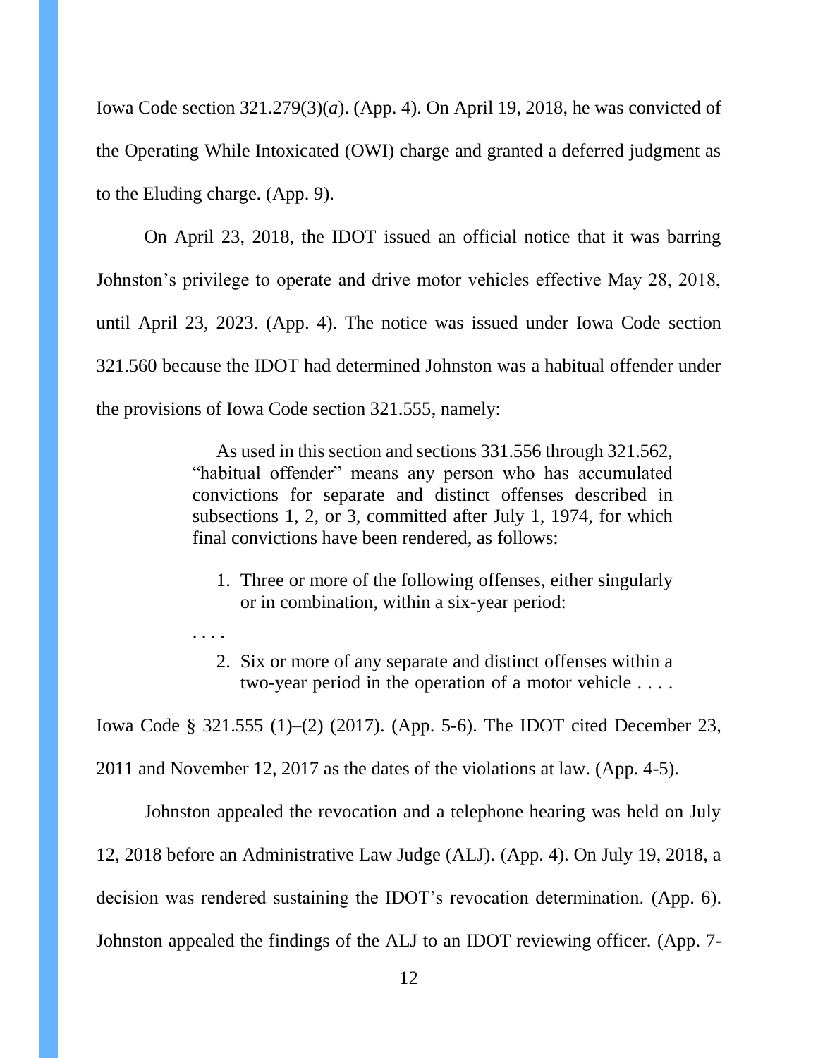Iowa Code section 321.279(3)(*a*). (App. 4). On April 19, 2018, he was convicted of the Operating While Intoxicated (OWI) charge and granted a deferred judgment as to the Eluding charge. (App. 9).

On April 23, 2018, the IDOT issued an official notice that it was barring Johnston's privilege to operate and drive motor vehicles effective May 28, 2018, until April 23, 2023. (App. 4). The notice was issued under Iowa Code section 321.560 because the IDOT had determined Johnston was a habitual offender under the provisions of Iowa Code section 321.555, namely:

> As used in this section and sections 331.556 through 321.562, "habitual offender" means any person who has accumulated convictions for separate and distinct offenses described in subsections 1, 2, or 3, committed after July 1, 1974, for which final convictions have been rendered, as follows:
>
> 1. Three or more of the following offenses, either singularly or in combination, within a six-year period:
>
> . . . .
>
> 2. Six or more of any separate and distinct offenses within a two-year period in the operation of a motor vehicle . . . .

Iowa Code § 321.555 (1)–(2) (2017). (App. 5-6). The IDOT cited December 23, 2011 and November 12, 2017 as the dates of the violations at law. (App. 4-5).

Johnston appealed the revocation and a telephone hearing was held on July 12, 2018 before an Administrative Law Judge (ALJ). (App. 4). On July 19, 2018, a decision was rendered sustaining the IDOT's revocation determination. (App. 6). Johnston appealed the findings of the ALJ to an IDOT reviewing officer. (App. 7-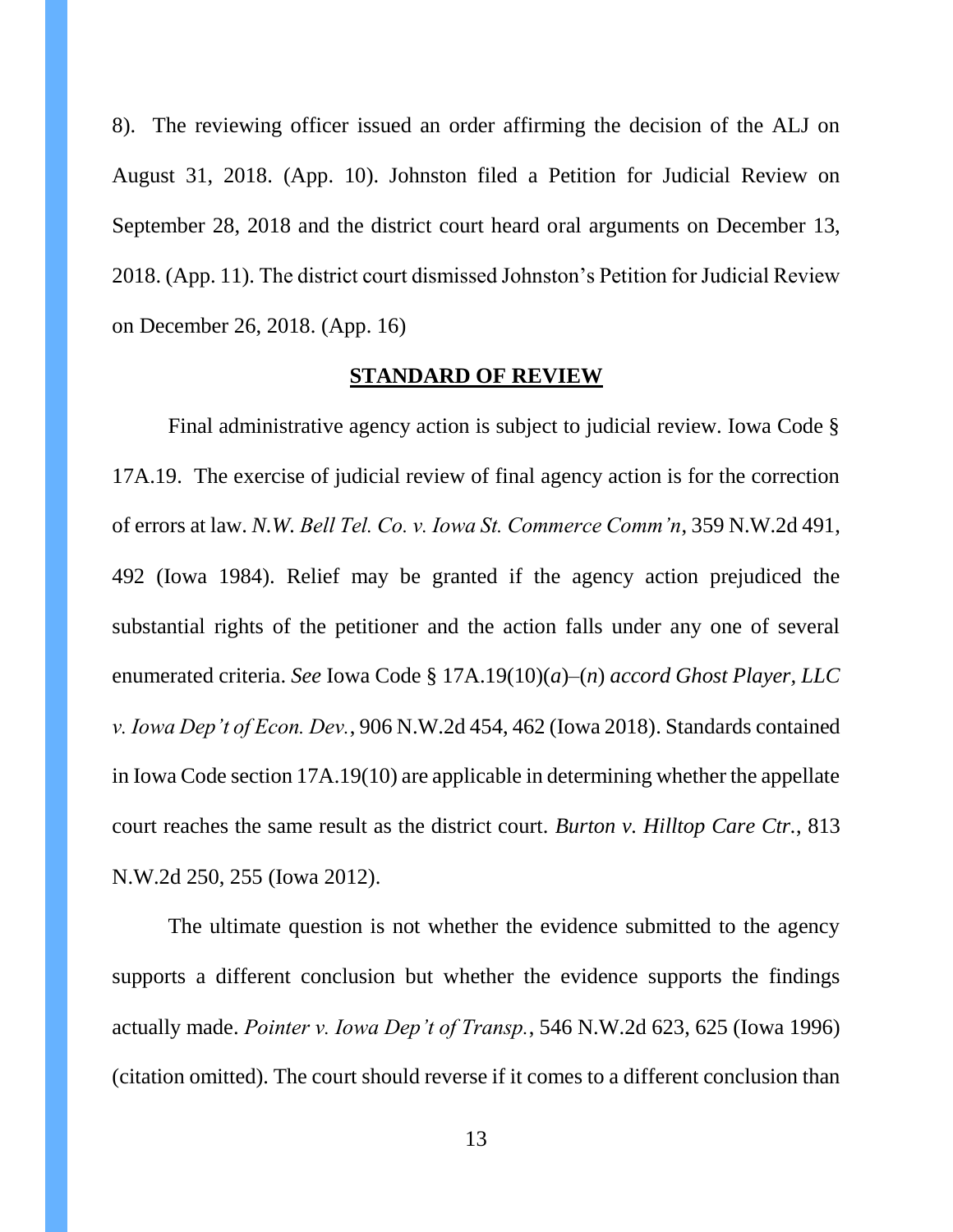8). The reviewing officer issued an order affirming the decision of the ALJ on August 31, 2018. (App. 10). Johnston filed a Petition for Judicial Review on September 28, 2018 and the district court heard oral arguments on December 13, 2018. (App. 11). The district court dismissed Johnston's Petition for Judicial Review on December 26, 2018. (App. 16)

## STANDARD OF REVIEW

Final administrative agency action is subject to judicial review. Iowa Code § 17A.19. The exercise of judicial review of final agency action is for the correction of errors at law. *N.W. Bell Tel. Co. v. Iowa St. Commerce Comm'n*, 359 N.W.2d 491, 492 (Iowa 1984). Relief may be granted if the agency action prejudiced the substantial rights of the petitioner and the action falls under any one of several enumerated criteria. *See* Iowa Code § 17A.19(10)(*a*)–(*n*) *accord Ghost Player, LLC v. Iowa Dep't of Econ. Dev.*, 906 N.W.2d 454, 462 (Iowa 2018). Standards contained in Iowa Code section 17A.19(10) are applicable in determining whether the appellate court reaches the same result as the district court. *Burton v. Hilltop Care Ctr.*, 813 N.W.2d 250, 255 (Iowa 2012).

The ultimate question is not whether the evidence submitted to the agency supports a different conclusion but whether the evidence supports the findings actually made. *Pointer v. Iowa Dep't of Transp.*, 546 N.W.2d 623, 625 (Iowa 1996) (citation omitted). The court should reverse if it comes to a different conclusion than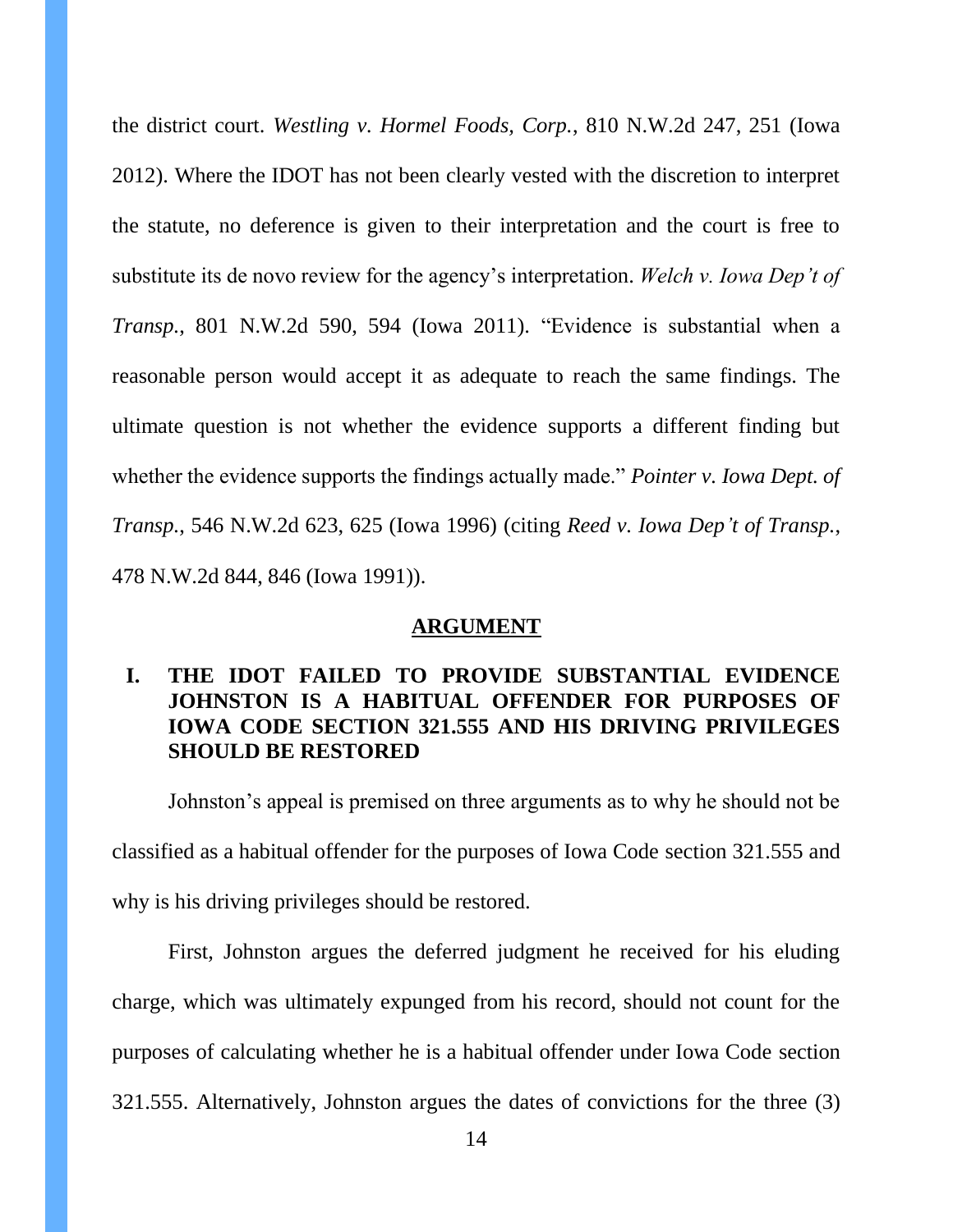the district court. *Westling v. Hormel Foods, Corp.*, 810 N.W.2d 247, 251 (Iowa 2012). Where the IDOT has not been clearly vested with the discretion to interpret the statute, no deference is given to their interpretation and the court is free to substitute its de novo review for the agency's interpretation. *Welch v. Iowa Dep't of Transp.*, 801 N.W.2d 590, 594 (Iowa 2011). "Evidence is substantial when a reasonable person would accept it as adequate to reach the same findings. The ultimate question is not whether the evidence supports a different finding but whether the evidence supports the findings actually made." *Pointer v. Iowa Dept. of Transp.*, 546 N.W.2d 623, 625 (Iowa 1996) (citing *Reed v. Iowa Dep't of Transp.*, 478 N.W.2d 844, 846 (Iowa 1991)).

## ARGUMENT

### I. THE IDOT FAILED TO PROVIDE SUBSTANTIAL EVIDENCE JOHNSTON IS A HABITUAL OFFENDER FOR PURPOSES OF IOWA CODE SECTION 321.555 AND HIS DRIVING PRIVILEGES SHOULD BE RESTORED

Johnston's appeal is premised on three arguments as to why he should not be classified as a habitual offender for the purposes of Iowa Code section 321.555 and why is his driving privileges should be restored.

First, Johnston argues the deferred judgment he received for his eluding charge, which was ultimately expunged from his record, should not count for the purposes of calculating whether he is a habitual offender under Iowa Code section 321.555. Alternatively, Johnston argues the dates of convictions for the three (3)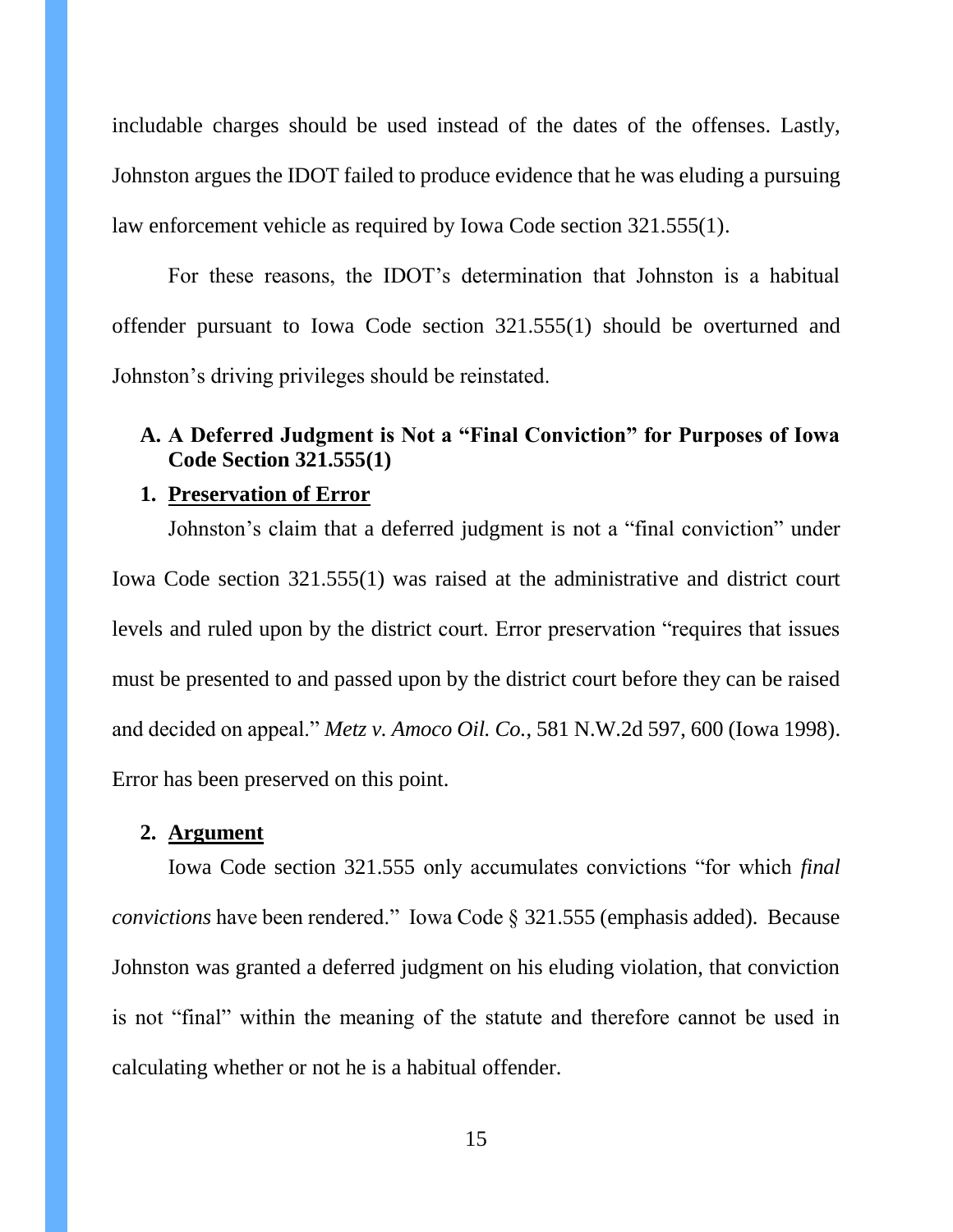includable charges should be used instead of the dates of the offenses. Lastly, Johnston argues the IDOT failed to produce evidence that he was eluding a pursuing law enforcement vehicle as required by Iowa Code section 321.555(1).

For these reasons, the IDOT's determination that Johnston is a habitual offender pursuant to Iowa Code section 321.555(1) should be overturned and Johnston's driving privileges should be reinstated.

### A. A Deferred Judgment is Not a "Final Conviction" for Purposes of Iowa Code Section 321.555(1)

#### 1. <u>Preservation of Error</u>

Johnston's claim that a deferred judgment is not a "final conviction" under Iowa Code section 321.555(1) was raised at the administrative and district court levels and ruled upon by the district court. Error preservation "requires that issues must be presented to and passed upon by the district court before they can be raised and decided on appeal." *Metz v. Amoco Oil. Co.*, 581 N.W.2d 597, 600 (Iowa 1998). Error has been preserved on this point.

#### 2. <u>Argument</u>

Iowa Code section 321.555 only accumulates convictions "for which *final convictions* have been rendered." Iowa Code § 321.555 (emphasis added). Because Johnston was granted a deferred judgment on his eluding violation, that conviction is not "final" within the meaning of the statute and therefore cannot be used in calculating whether or not he is a habitual offender.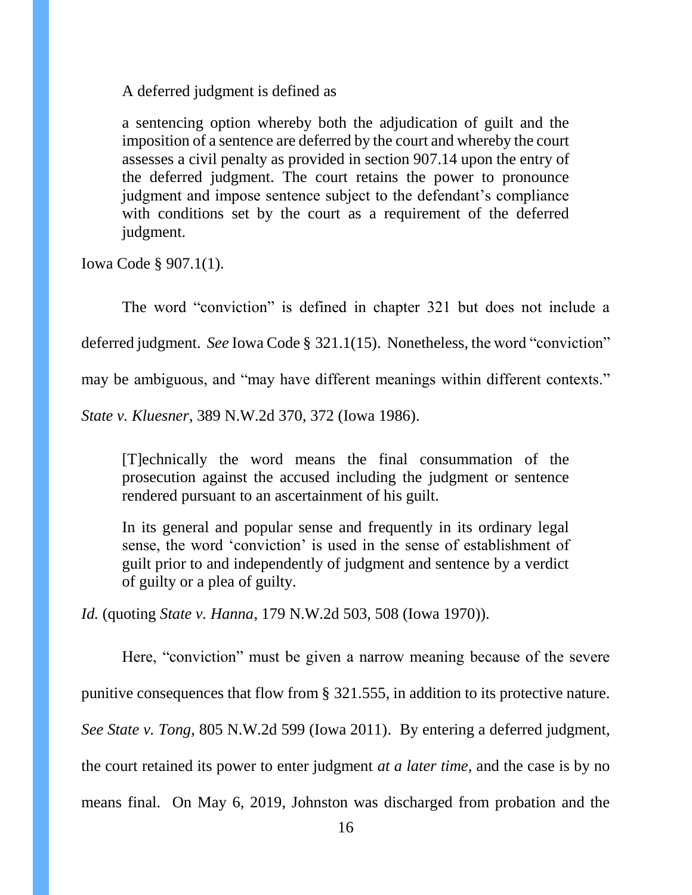A deferred judgment is defined as

> a sentencing option whereby both the adjudication of guilt and the imposition of a sentence are deferred by the court and whereby the court assesses a civil penalty as provided in section 907.14 upon the entry of the deferred judgment. The court retains the power to pronounce judgment and impose sentence subject to the defendant's compliance with conditions set by the court as a requirement of the deferred judgment.

Iowa Code § 907.1(1).

The word "conviction" is defined in chapter 321 but does not include a deferred judgment. *See* Iowa Code § 321.1(15). Nonetheless, the word "conviction" may be ambiguous, and "may have different meanings within different contexts." *State v. Kluesner*, 389 N.W.2d 370, 372 (Iowa 1986).

> [T]echnically the word means the final consummation of the prosecution against the accused including the judgment or sentence rendered pursuant to an ascertainment of his guilt.
>
> In its general and popular sense and frequently in its ordinary legal sense, the word 'conviction' is used in the sense of establishment of guilt prior to and independently of judgment and sentence by a verdict of guilty or a plea of guilty.

*Id.* (quoting *State v. Hanna*, 179 N.W.2d 503, 508 (Iowa 1970)).

Here, "conviction" must be given a narrow meaning because of the severe punitive consequences that flow from § 321.555, in addition to its protective nature. *See State v. Tong*, 805 N.W.2d 599 (Iowa 2011). By entering a deferred judgment, the court retained its power to enter judgment *at a later time*, and the case is by no means final. On May 6, 2019, Johnston was discharged from probation and the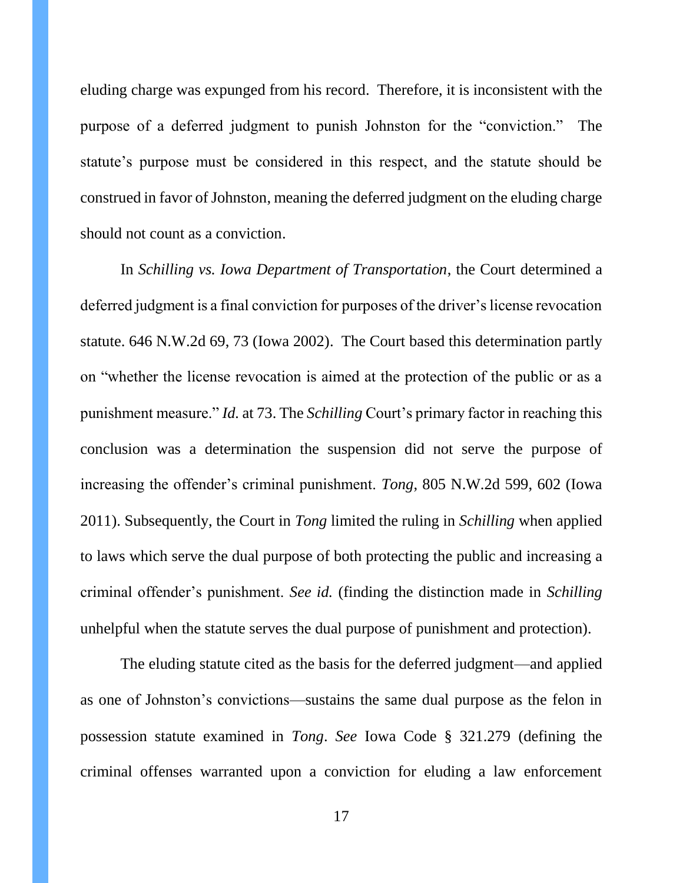eluding charge was expunged from his record. Therefore, it is inconsistent with the purpose of a deferred judgment to punish Johnston for the "conviction." The statute's purpose must be considered in this respect, and the statute should be construed in favor of Johnston, meaning the deferred judgment on the eluding charge should not count as a conviction.

In *Schilling vs. Iowa Department of Transportation*, the Court determined a deferred judgment is a final conviction for purposes of the driver's license revocation statute. 646 N.W.2d 69, 73 (Iowa 2002). The Court based this determination partly on "whether the license revocation is aimed at the protection of the public or as a punishment measure." *Id.* at 73. The *Schilling* Court's primary factor in reaching this conclusion was a determination the suspension did not serve the purpose of increasing the offender's criminal punishment. *Tong*, 805 N.W.2d 599, 602 (Iowa 2011). Subsequently, the Court in *Tong* limited the ruling in *Schilling* when applied to laws which serve the dual purpose of both protecting the public and increasing a criminal offender's punishment. *See id.* (finding the distinction made in *Schilling* unhelpful when the statute serves the dual purpose of punishment and protection).

The eluding statute cited as the basis for the deferred judgment—and applied as one of Johnston's convictions—sustains the same dual purpose as the felon in possession statute examined in *Tong*. *See* Iowa Code § 321.279 (defining the criminal offenses warranted upon a conviction for eluding a law enforcement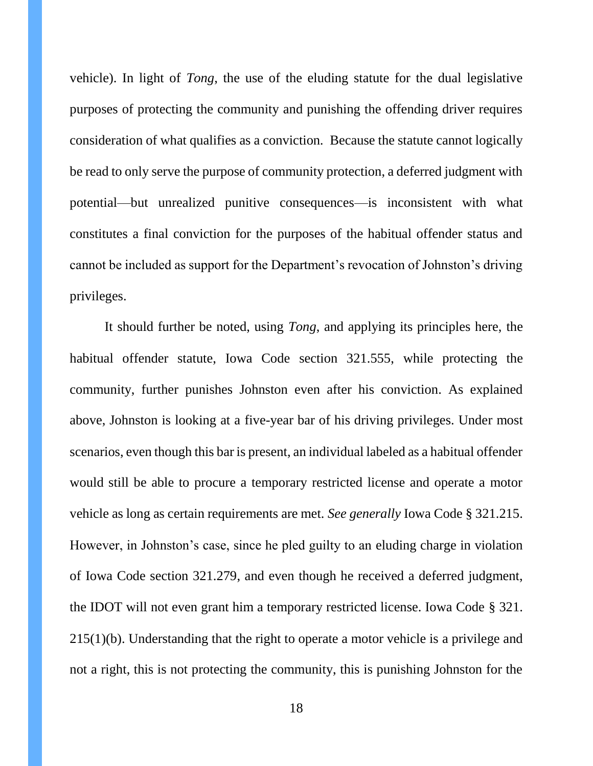vehicle). In light of *Tong*, the use of the eluding statute for the dual legislative purposes of protecting the community and punishing the offending driver requires consideration of what qualifies as a conviction. Because the statute cannot logically be read to only serve the purpose of community protection, a deferred judgment with potential—but unrealized punitive consequences—is inconsistent with what constitutes a final conviction for the purposes of the habitual offender status and cannot be included as support for the Department's revocation of Johnston's driving privileges.

It should further be noted, using *Tong*, and applying its principles here, the habitual offender statute, Iowa Code section 321.555, while protecting the community, further punishes Johnston even after his conviction. As explained above, Johnston is looking at a five-year bar of his driving privileges. Under most scenarios, even though this bar is present, an individual labeled as a habitual offender would still be able to procure a temporary restricted license and operate a motor vehicle as long as certain requirements are met. *See generally* Iowa Code § 321.215. However, in Johnston's case, since he pled guilty to an eluding charge in violation of Iowa Code section 321.279, and even though he received a deferred judgment, the IDOT will not even grant him a temporary restricted license. Iowa Code § 321. 215(1)(b). Understanding that the right to operate a motor vehicle is a privilege and not a right, this is not protecting the community, this is punishing Johnston for the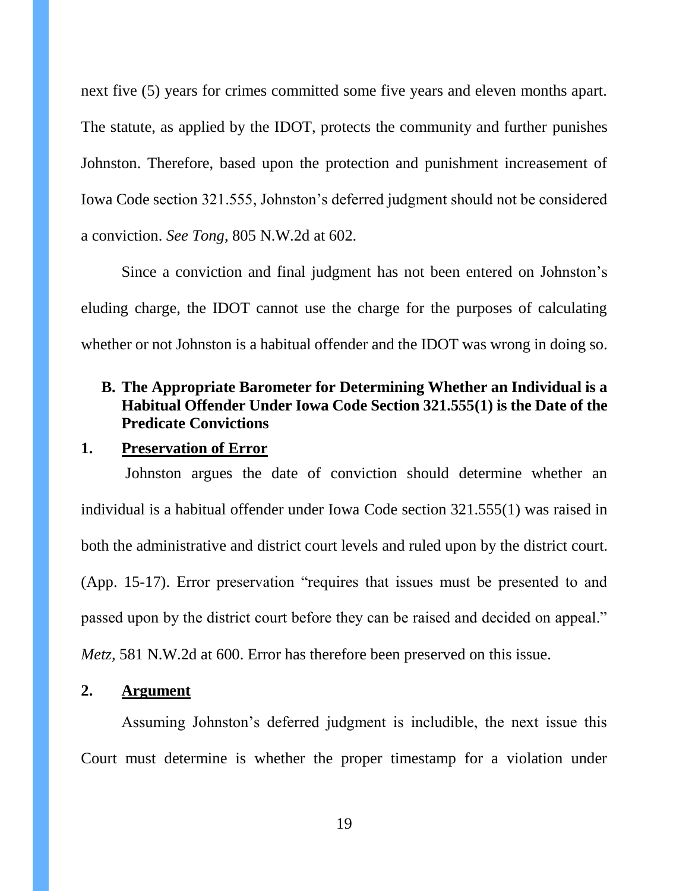next five (5) years for crimes committed some five years and eleven months apart. The statute, as applied by the IDOT, protects the community and further punishes Johnston. Therefore, based upon the protection and punishment increasement of Iowa Code section 321.555, Johnston's deferred judgment should not be considered a conviction. *See Tong*, 805 N.W.2d at 602.

Since a conviction and final judgment has not been entered on Johnston's eluding charge, the IDOT cannot use the charge for the purposes of calculating whether or not Johnston is a habitual offender and the IDOT was wrong in doing so.

### B. The Appropriate Barometer for Determining Whether an Individual is a Habitual Offender Under Iowa Code Section 321.555(1) is the Date of the Predicate Convictions

#### 1. Preservation of Error

Johnston argues the date of conviction should determine whether an individual is a habitual offender under Iowa Code section 321.555(1) was raised in both the administrative and district court levels and ruled upon by the district court. (App. 15-17). Error preservation "requires that issues must be presented to and passed upon by the district court before they can be raised and decided on appeal." *Metz,* 581 N.W.2d at 600. Error has therefore been preserved on this issue.

#### 2. Argument

Assuming Johnston's deferred judgment is includible, the next issue this Court must determine is whether the proper timestamp for a violation under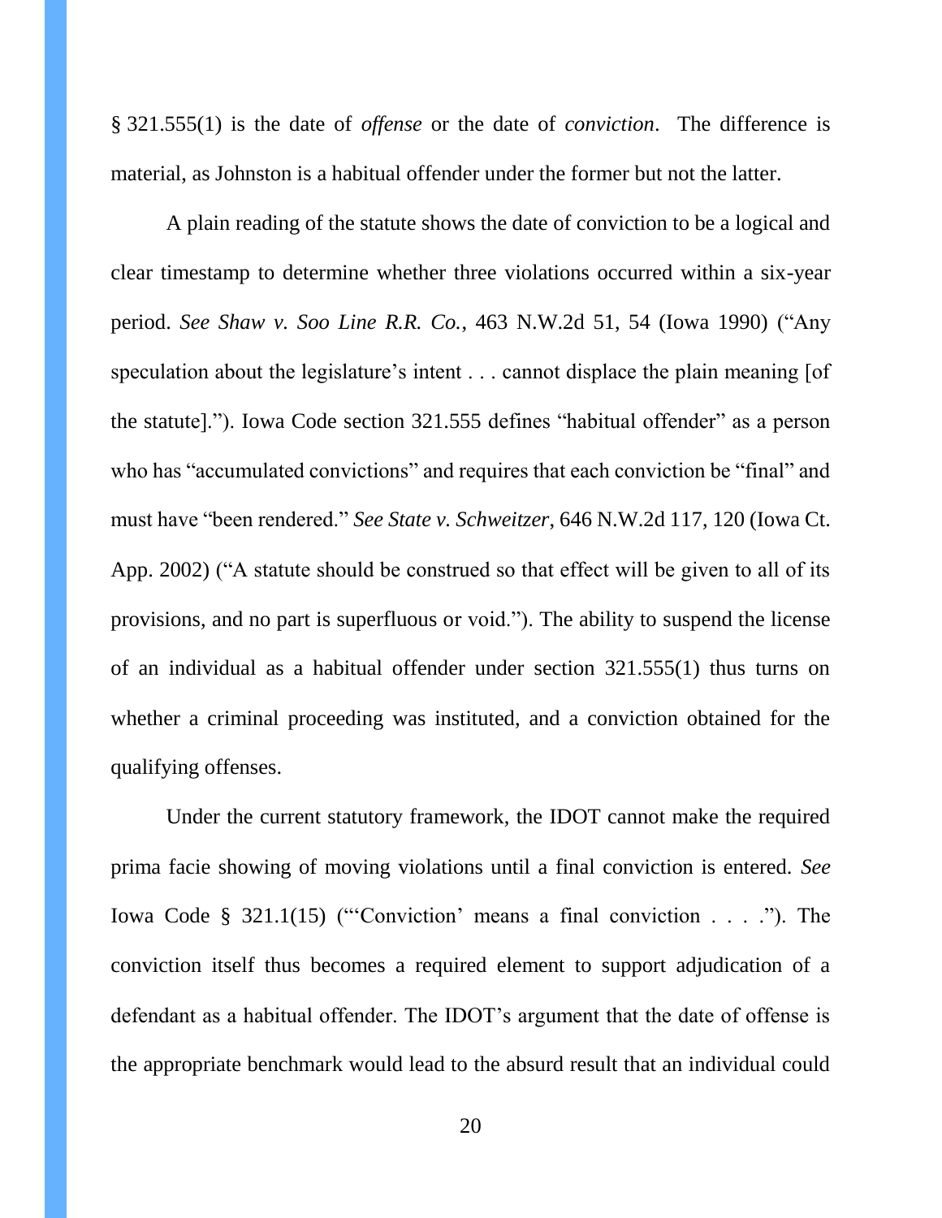§ 321.555(1) is the date of *offense* or the date of *conviction*. The difference is material, as Johnston is a habitual offender under the former but not the latter.

A plain reading of the statute shows the date of conviction to be a logical and clear timestamp to determine whether three violations occurred within a six-year period. *See Shaw v. Soo Line R.R. Co.*, 463 N.W.2d 51, 54 (Iowa 1990) ("Any speculation about the legislature's intent . . . cannot displace the plain meaning [of the statute]."). Iowa Code section 321.555 defines "habitual offender" as a person who has "accumulated convictions" and requires that each conviction be "final" and must have "been rendered." *See State v. Schweitzer*, 646 N.W.2d 117, 120 (Iowa Ct. App. 2002) ("A statute should be construed so that effect will be given to all of its provisions, and no part is superfluous or void."). The ability to suspend the license of an individual as a habitual offender under section 321.555(1) thus turns on whether a criminal proceeding was instituted, and a conviction obtained for the qualifying offenses.

Under the current statutory framework, the IDOT cannot make the required prima facie showing of moving violations until a final conviction is entered. *See* Iowa Code § 321.1(15) ("'Conviction' means a final conviction . . . ."). The conviction itself thus becomes a required element to support adjudication of a defendant as a habitual offender. The IDOT's argument that the date of offense is the appropriate benchmark would lead to the absurd result that an individual could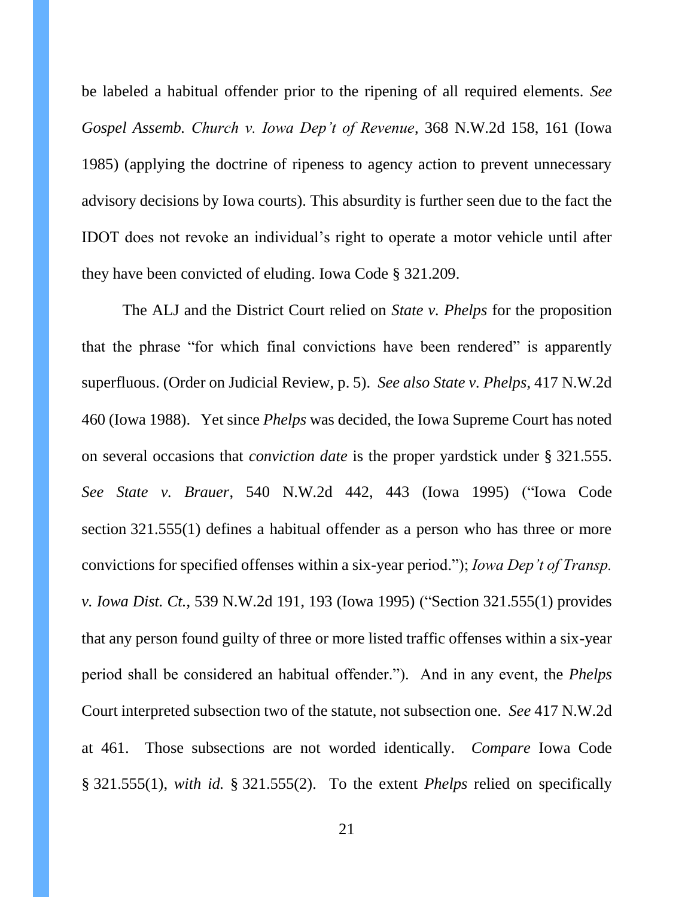be labeled a habitual offender prior to the ripening of all required elements. *See Gospel Assemb. Church v. Iowa Dep't of Revenue*, 368 N.W.2d 158, 161 (Iowa 1985) (applying the doctrine of ripeness to agency action to prevent unnecessary advisory decisions by Iowa courts). This absurdity is further seen due to the fact the IDOT does not revoke an individual's right to operate a motor vehicle until after they have been convicted of eluding. Iowa Code § 321.209.

The ALJ and the District Court relied on *State v. Phelps* for the proposition that the phrase "for which final convictions have been rendered" is apparently superfluous. (Order on Judicial Review, p. 5). *See also State v. Phelps*, 417 N.W.2d 460 (Iowa 1988). Yet since *Phelps* was decided, the Iowa Supreme Court has noted on several occasions that *conviction date* is the proper yardstick under § 321.555. *See State v. Brauer*, 540 N.W.2d 442, 443 (Iowa 1995) ("Iowa Code section 321.555(1) defines a habitual offender as a person who has three or more convictions for specified offenses within a six-year period."); *Iowa Dep't of Transp. v. Iowa Dist. Ct.*, 539 N.W.2d 191, 193 (Iowa 1995) ("Section 321.555(1) provides that any person found guilty of three or more listed traffic offenses within a six-year period shall be considered an habitual offender."). And in any event, the *Phelps* Court interpreted subsection two of the statute, not subsection one. *See* 417 N.W.2d at 461. Those subsections are not worded identically. *Compare* Iowa Code § 321.555(1), *with id.* § 321.555(2). To the extent *Phelps* relied on specifically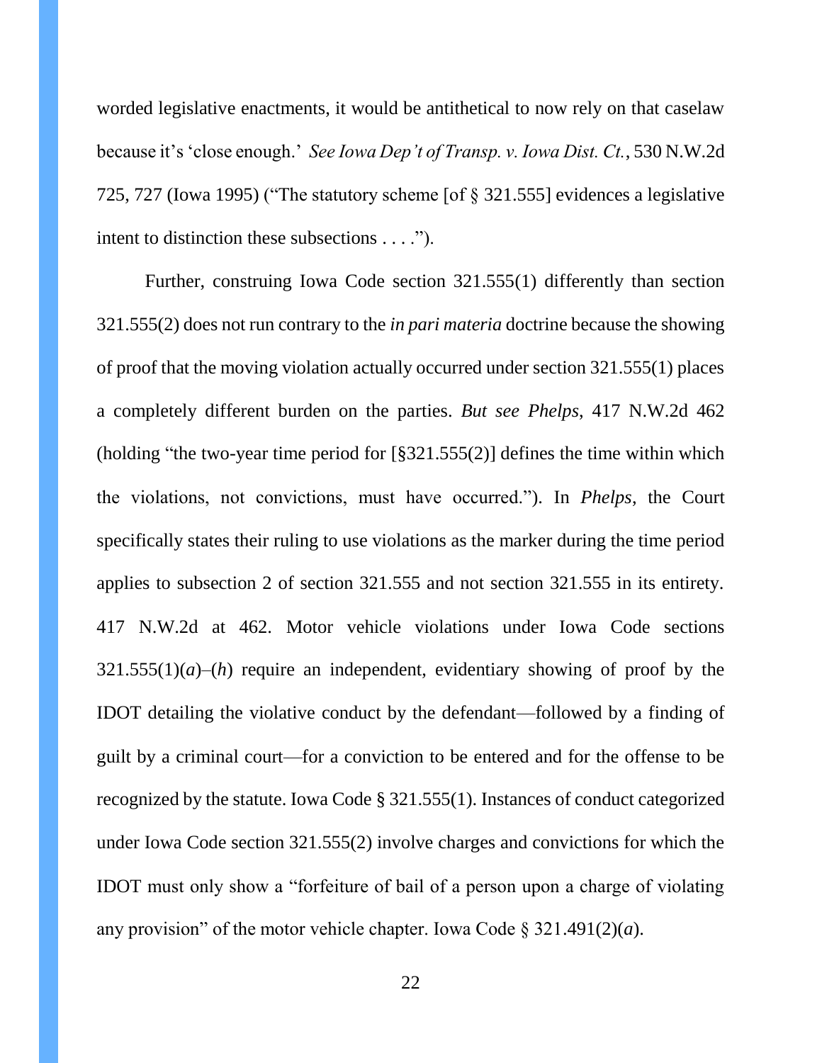worded legislative enactments, it would be antithetical to now rely on that caselaw because it's 'close enough.' *See Iowa Dep't of Transp. v. Iowa Dist. Ct.*, 530 N.W.2d 725, 727 (Iowa 1995) ("The statutory scheme [of § 321.555] evidences a legislative intent to distinction these subsections . . . .").

Further, construing Iowa Code section 321.555(1) differently than section 321.555(2) does not run contrary to the *in pari materia* doctrine because the showing of proof that the moving violation actually occurred under section 321.555(1) places a completely different burden on the parties. *But see Phelps*, 417 N.W.2d 462 (holding "the two-year time period for [§321.555(2)] defines the time within which the violations, not convictions, must have occurred."). In *Phelps*, the Court specifically states their ruling to use violations as the marker during the time period applies to subsection 2 of section 321.555 and not section 321.555 in its entirety. 417 N.W.2d at 462. Motor vehicle violations under Iowa Code sections 321.555(1)(*a*)–(*h*) require an independent, evidentiary showing of proof by the IDOT detailing the violative conduct by the defendant—followed by a finding of guilt by a criminal court—for a conviction to be entered and for the offense to be recognized by the statute. Iowa Code § 321.555(1). Instances of conduct categorized under Iowa Code section 321.555(2) involve charges and convictions for which the IDOT must only show a "forfeiture of bail of a person upon a charge of violating any provision" of the motor vehicle chapter. Iowa Code § 321.491(2)(*a*).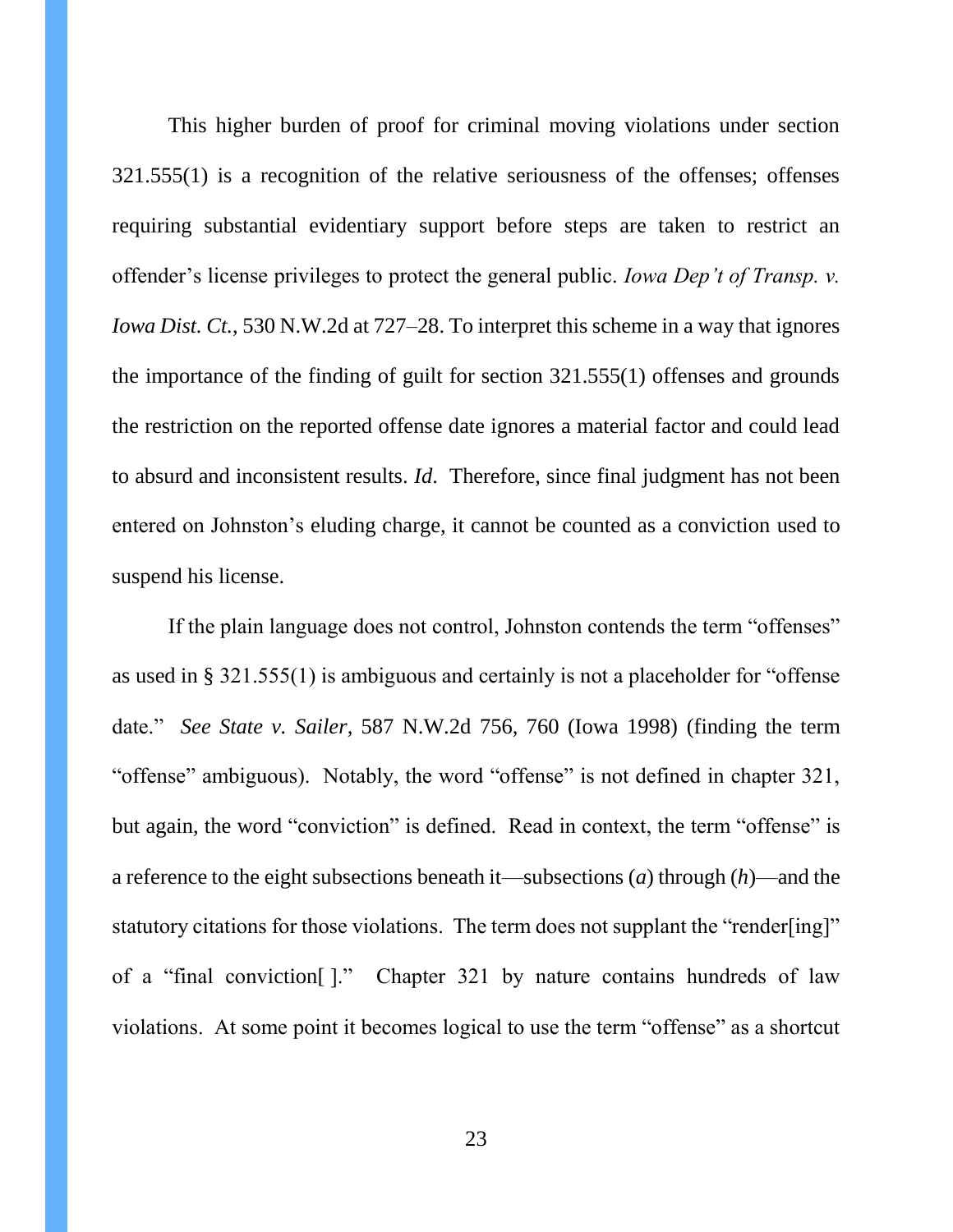This higher burden of proof for criminal moving violations under section 321.555(1) is a recognition of the relative seriousness of the offenses; offenses requiring substantial evidentiary support before steps are taken to restrict an offender's license privileges to protect the general public. *Iowa Dep't of Transp. v. Iowa Dist. Ct.*, 530 N.W.2d at 727–28. To interpret this scheme in a way that ignores the importance of the finding of guilt for section 321.555(1) offenses and grounds the restriction on the reported offense date ignores a material factor and could lead to absurd and inconsistent results. *Id*. Therefore, since final judgment has not been entered on Johnston's eluding charge, it cannot be counted as a conviction used to suspend his license.

If the plain language does not control, Johnston contends the term "offenses" as used in § 321.555(1) is ambiguous and certainly is not a placeholder for "offense date." *See State v. Sailer*, 587 N.W.2d 756, 760 (Iowa 1998) (finding the term "offense" ambiguous). Notably, the word "offense" is not defined in chapter 321, but again, the word "conviction" is defined. Read in context, the term "offense" is a reference to the eight subsections beneath it—subsections (*a*) through (*h*)—and the statutory citations for those violations. The term does not supplant the "render[ing]" of a "final conviction[ ]." Chapter 321 by nature contains hundreds of law violations. At some point it becomes logical to use the term "offense" as a shortcut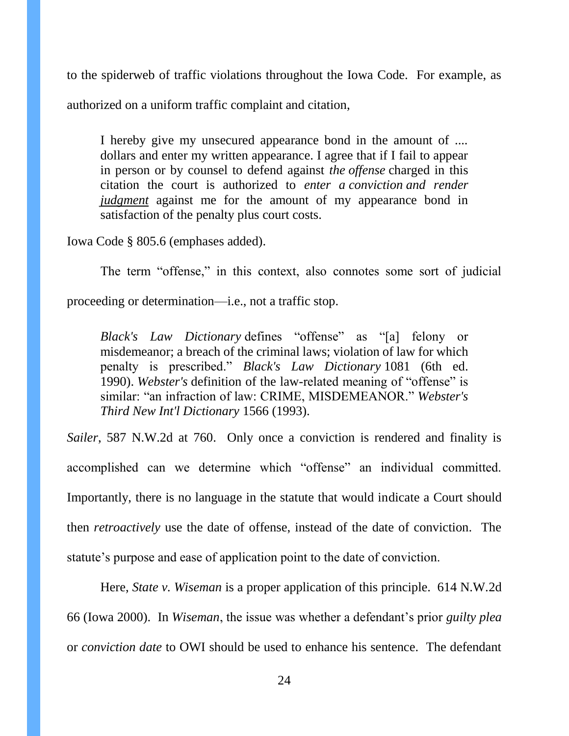to the spiderweb of traffic violations throughout the Iowa Code. For example, as authorized on a uniform traffic complaint and citation,

> I hereby give my unsecured appearance bond in the amount of .... dollars and enter my written appearance. I agree that if I fail to appear in person or by counsel to defend against *the offense* charged in this citation the court is authorized to *enter a conviction and render judgment* against me for the amount of my appearance bond in satisfaction of the penalty plus court costs.

Iowa Code § 805.6 (emphases added).

The term "offense," in this context, also connotes some sort of judicial proceeding or determination—i.e., not a traffic stop.

> *Black's Law Dictionary* defines "offense" as "[a] felony or misdemeanor; a breach of the criminal laws; violation of law for which penalty is prescribed." *Black's Law Dictionary* 1081 (6th ed. 1990). *Webster's* definition of the law-related meaning of "offense" is similar: "an infraction of law: CRIME, MISDEMEANOR." *Webster's Third New Int'l Dictionary* 1566 (1993).

*Sailer*, 587 N.W.2d at 760. Only once a conviction is rendered and finality is accomplished can we determine which "offense" an individual committed. Importantly, there is no language in the statute that would indicate a Court should then *retroactively* use the date of offense, instead of the date of conviction. The statute's purpose and ease of application point to the date of conviction.

Here, *State v. Wiseman* is a proper application of this principle. 614 N.W.2d 66 (Iowa 2000). In *Wiseman*, the issue was whether a defendant's prior *guilty plea* or *conviction date* to OWI should be used to enhance his sentence. The defendant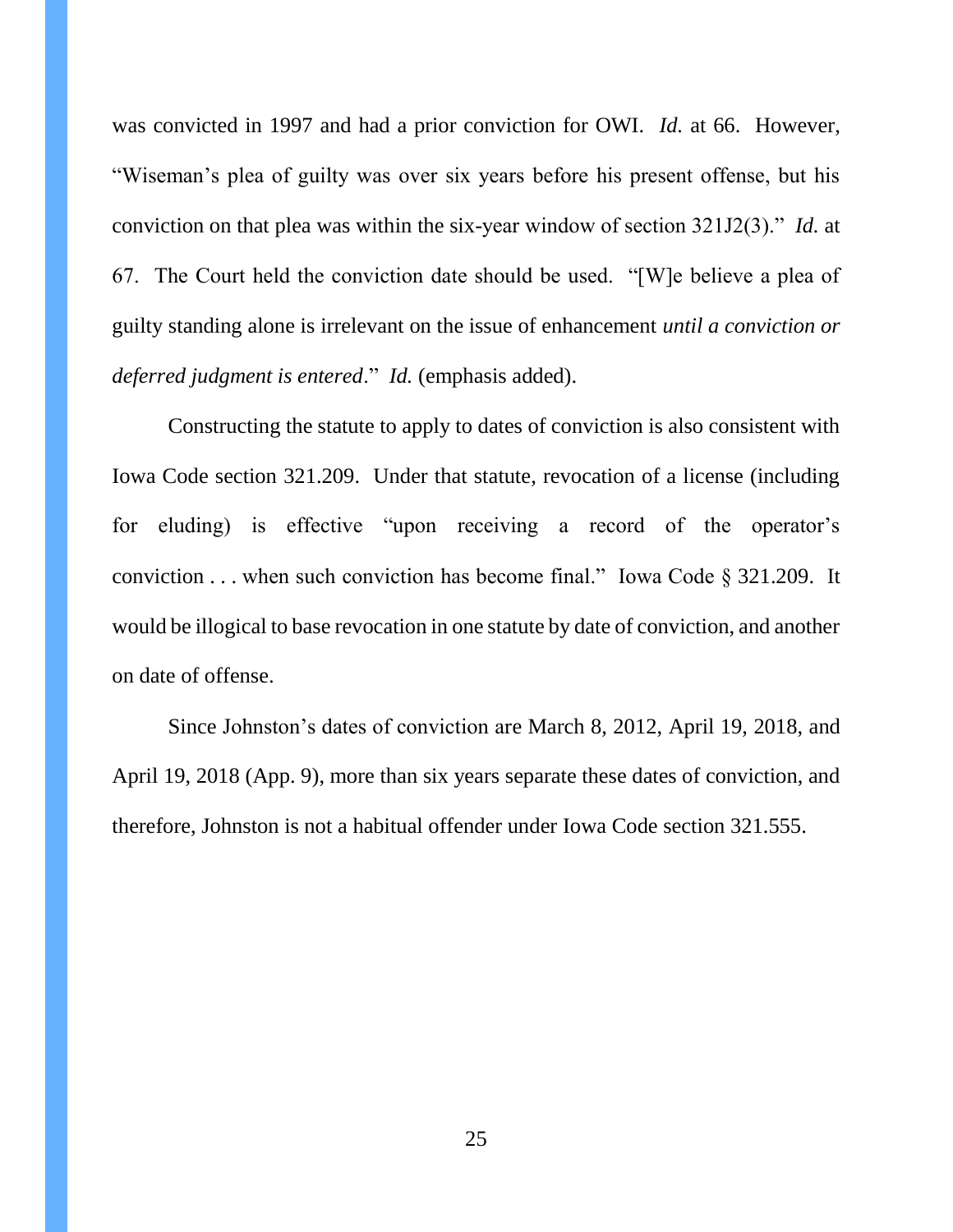was convicted in 1997 and had a prior conviction for OWI. *Id.* at 66. However, "Wiseman's plea of guilty was over six years before his present offense, but his conviction on that plea was within the six-year window of section 321J2(3)." *Id.* at 67. The Court held the conviction date should be used. "[W]e believe a plea of guilty standing alone is irrelevant on the issue of enhancement *until a conviction or deferred judgment is entered*." *Id.* (emphasis added).

Constructing the statute to apply to dates of conviction is also consistent with Iowa Code section 321.209. Under that statute, revocation of a license (including for eluding) is effective "upon receiving a record of the operator's conviction . . . when such conviction has become final." Iowa Code § 321.209. It would be illogical to base revocation in one statute by date of conviction, and another on date of offense.

Since Johnston's dates of conviction are March 8, 2012, April 19, 2018, and April 19, 2018 (App. 9), more than six years separate these dates of conviction, and therefore, Johnston is not a habitual offender under Iowa Code section 321.555.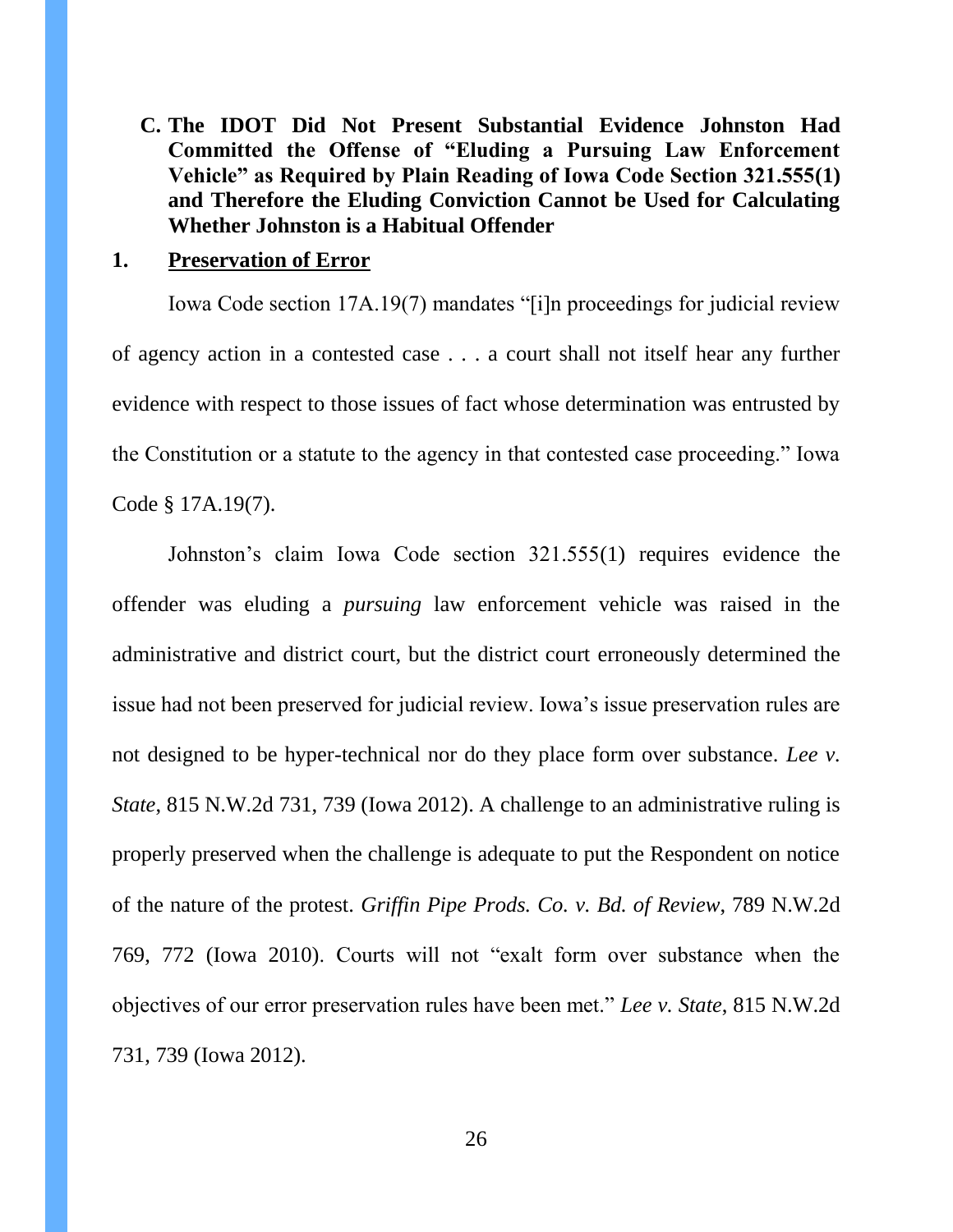### C. The IDOT Did Not Present Substantial Evidence Johnston Had Committed the Offense of "Eluding a Pursuing Law Enforcement Vehicle" as Required by Plain Reading of Iowa Code Section 321.555(1) and Therefore the Eluding Conviction Cannot be Used for Calculating Whether Johnston is a Habitual Offender

#### 1. Preservation of Error

Iowa Code section 17A.19(7) mandates "[i]n proceedings for judicial review of agency action in a contested case . . . a court shall not itself hear any further evidence with respect to those issues of fact whose determination was entrusted by the Constitution or a statute to the agency in that contested case proceeding." Iowa Code § 17A.19(7).

Johnston's claim Iowa Code section 321.555(1) requires evidence the offender was eluding a *pursuing* law enforcement vehicle was raised in the administrative and district court, but the district court erroneously determined the issue had not been preserved for judicial review. Iowa's issue preservation rules are not designed to be hyper-technical nor do they place form over substance. *Lee v. State*, 815 N.W.2d 731, 739 (Iowa 2012). A challenge to an administrative ruling is properly preserved when the challenge is adequate to put the Respondent on notice of the nature of the protest. *Griffin Pipe Prods. Co. v. Bd. of Review*, 789 N.W.2d 769, 772 (Iowa 2010). Courts will not "exalt form over substance when the objectives of our error preservation rules have been met." *Lee v. State*, 815 N.W.2d 731, 739 (Iowa 2012).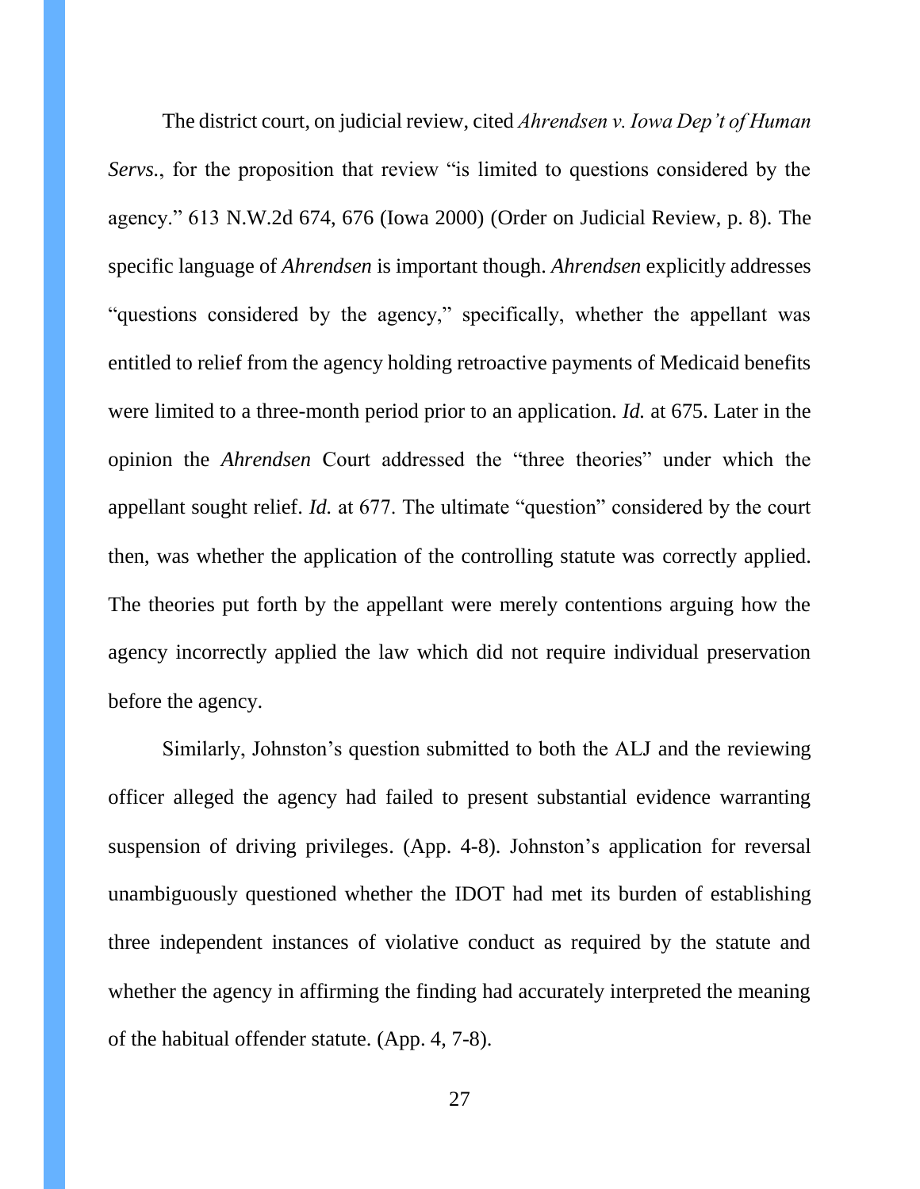The district court, on judicial review, cited *Ahrendsen v. Iowa Dep't of Human Servs.*, for the proposition that review "is limited to questions considered by the agency." 613 N.W.2d 674, 676 (Iowa 2000) (Order on Judicial Review, p. 8). The specific language of *Ahrendsen* is important though. *Ahrendsen* explicitly addresses "questions considered by the agency," specifically, whether the appellant was entitled to relief from the agency holding retroactive payments of Medicaid benefits were limited to a three-month period prior to an application. *Id.* at 675. Later in the opinion the *Ahrendsen* Court addressed the "three theories" under which the appellant sought relief. *Id.* at 677. The ultimate "question" considered by the court then, was whether the application of the controlling statute was correctly applied. The theories put forth by the appellant were merely contentions arguing how the agency incorrectly applied the law which did not require individual preservation before the agency.

Similarly, Johnston's question submitted to both the ALJ and the reviewing officer alleged the agency had failed to present substantial evidence warranting suspension of driving privileges. (App. 4-8). Johnston's application for reversal unambiguously questioned whether the IDOT had met its burden of establishing three independent instances of violative conduct as required by the statute and whether the agency in affirming the finding had accurately interpreted the meaning of the habitual offender statute. (App. 4, 7-8).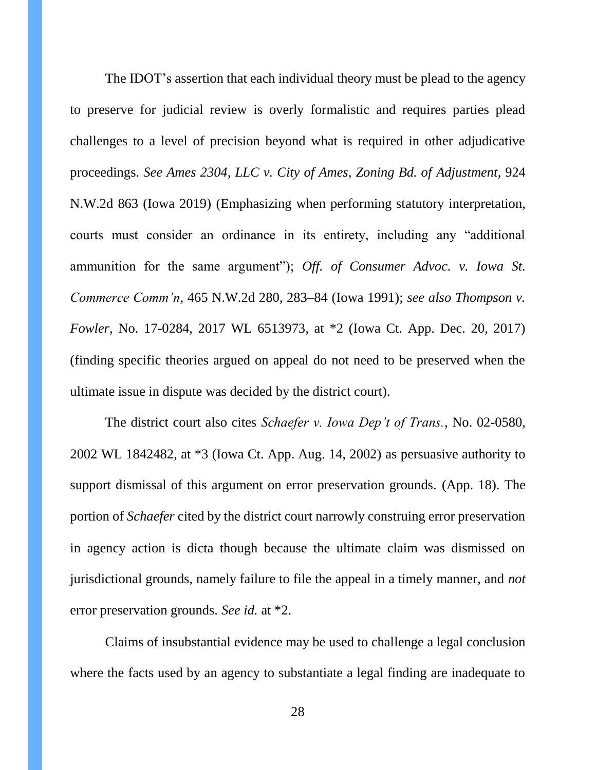The IDOT's assertion that each individual theory must be plead to the agency to preserve for judicial review is overly formalistic and requires parties plead challenges to a level of precision beyond what is required in other adjudicative proceedings. *See Ames 2304, LLC v. City of Ames, Zoning Bd. of Adjustment*, 924 N.W.2d 863 (Iowa 2019) (Emphasizing when performing statutory interpretation, courts must consider an ordinance in its entirety, including any "additional ammunition for the same argument"); *Off. of Consumer Advoc. v. Iowa St. Commerce Comm'n*, 465 N.W.2d 280, 283–84 (Iowa 1991); *see also Thompson v. Fowler*, No. 17-0284, 2017 WL 6513973, at *2 (Iowa Ct. App. Dec. 20, 2017) (finding specific theories argued on appeal do not need to be preserved when the ultimate issue in dispute was decided by the district court).

The district court also cites *Schaefer v. Iowa Dep't of Trans.*, No. 02-0580, 2002 WL 1842482, at *3 (Iowa Ct. App. Aug. 14, 2002) as persuasive authority to support dismissal of this argument on error preservation grounds. (App. 18). The portion of *Schaefer* cited by the district court narrowly construing error preservation in agency action is dicta though because the ultimate claim was dismissed on jurisdictional grounds, namely failure to file the appeal in a timely manner, and *not* error preservation grounds. *See id.* at *2.

Claims of insubstantial evidence may be used to challenge a legal conclusion where the facts used by an agency to substantiate a legal finding are inadequate to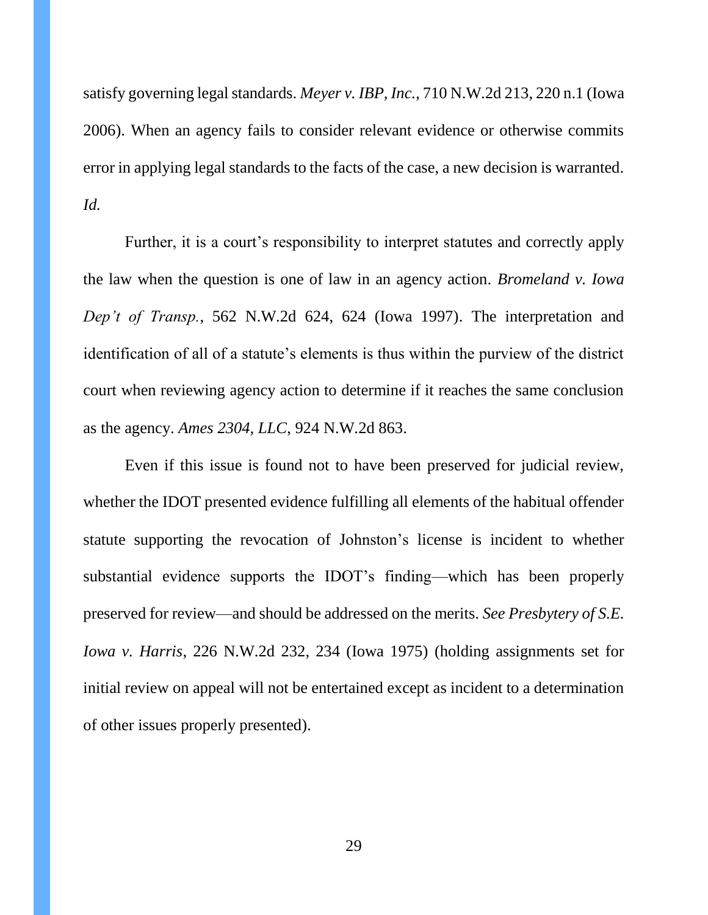satisfy governing legal standards. *Meyer v. IBP, Inc.*, 710 N.W.2d 213, 220 n.1 (Iowa 2006). When an agency fails to consider relevant evidence or otherwise commits error in applying legal standards to the facts of the case, a new decision is warranted. *Id.*

Further, it is a court's responsibility to interpret statutes and correctly apply the law when the question is one of law in an agency action. *Bromeland v. Iowa Dep't of Transp.*, 562 N.W.2d 624, 624 (Iowa 1997). The interpretation and identification of all of a statute's elements is thus within the purview of the district court when reviewing agency action to determine if it reaches the same conclusion as the agency. *Ames 2304, LLC*, 924 N.W.2d 863.

Even if this issue is found not to have been preserved for judicial review, whether the IDOT presented evidence fulfilling all elements of the habitual offender statute supporting the revocation of Johnston's license is incident to whether substantial evidence supports the IDOT's finding—which has been properly preserved for review—and should be addressed on the merits. *See Presbytery of S.E. Iowa v. Harris*, 226 N.W.2d 232, 234 (Iowa 1975) (holding assignments set for initial review on appeal will not be entertained except as incident to a determination of other issues properly presented).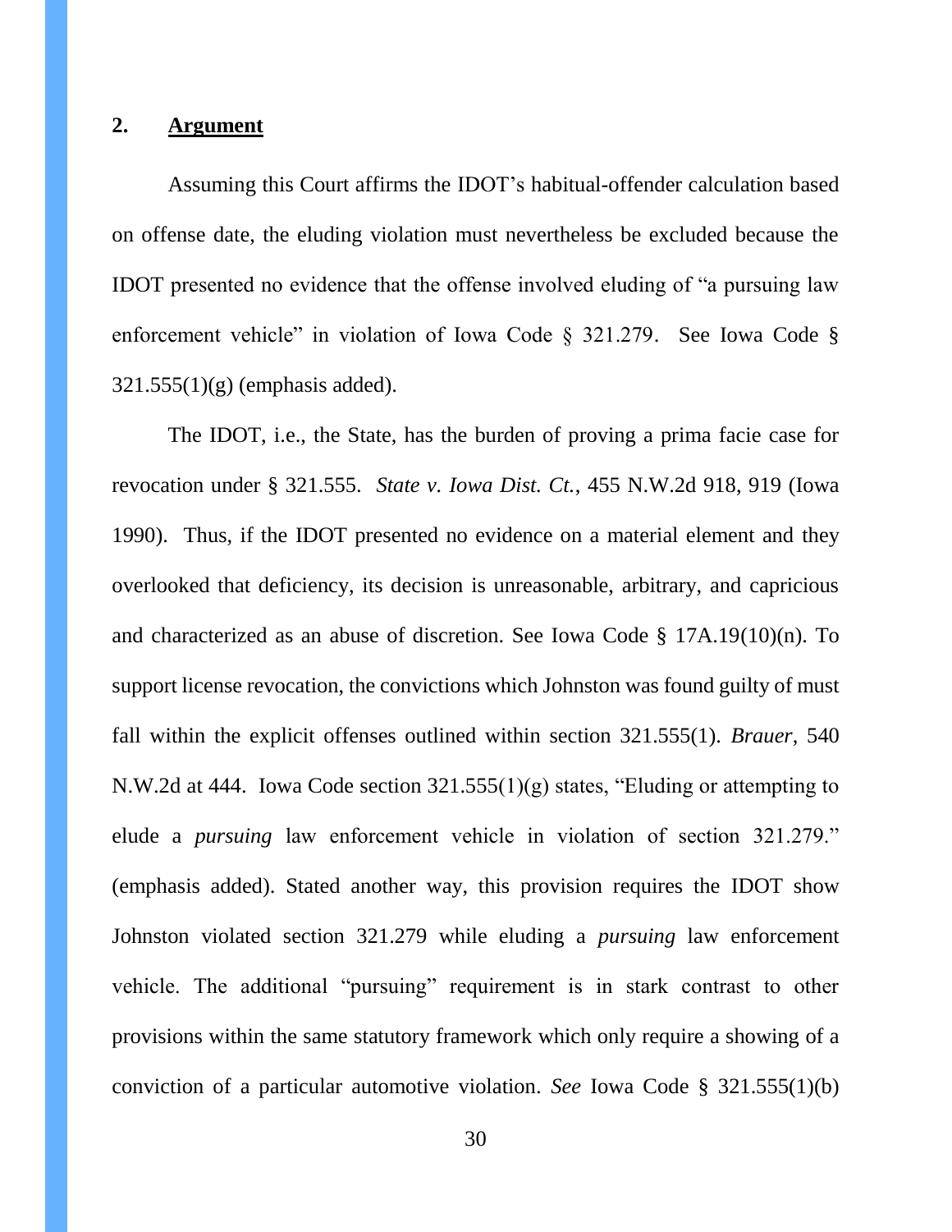## 2. **Argument**

Assuming this Court affirms the IDOT's habitual-offender calculation based on offense date, the eluding violation must nevertheless be excluded because the IDOT presented no evidence that the offense involved eluding of "a pursuing law enforcement vehicle" in violation of Iowa Code § 321.279. See Iowa Code § 321.555(1)(g) (emphasis added).

The IDOT, i.e., the State, has the burden of proving a prima facie case for revocation under § 321.555. *State v. Iowa Dist. Ct.*, 455 N.W.2d 918, 919 (Iowa 1990). Thus, if the IDOT presented no evidence on a material element and they overlooked that deficiency, its decision is unreasonable, arbitrary, and capricious and characterized as an abuse of discretion. See Iowa Code § 17A.19(10)(n). To support license revocation, the convictions which Johnston was found guilty of must fall within the explicit offenses outlined within section 321.555(1). *Brauer*, 540 N.W.2d at 444. Iowa Code section 321.555(1)(g) states, "Eluding or attempting to elude a *pursuing* law enforcement vehicle in violation of section 321.279." (emphasis added). Stated another way, this provision requires the IDOT show Johnston violated section 321.279 while eluding a *pursuing* law enforcement vehicle. The additional "pursuing" requirement is in stark contrast to other provisions within the same statutory framework which only require a showing of a conviction of a particular automotive violation. *See* Iowa Code § 321.555(1)(b)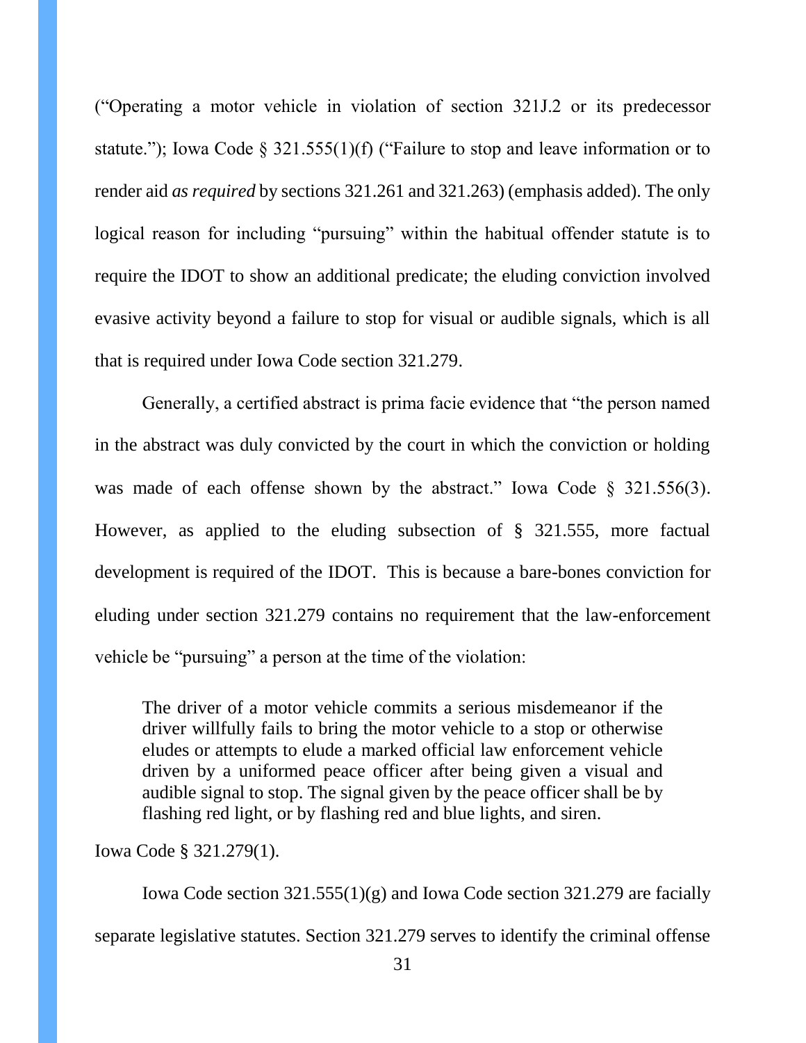("Operating a motor vehicle in violation of section 321J.2 or its predecessor statute."); Iowa Code § 321.555(1)(f) ("Failure to stop and leave information or to render aid *as required* by sections 321.261 and 321.263) (emphasis added). The only logical reason for including "pursuing" within the habitual offender statute is to require the IDOT to show an additional predicate; the eluding conviction involved evasive activity beyond a failure to stop for visual or audible signals, which is all that is required under Iowa Code section 321.279.

Generally, a certified abstract is prima facie evidence that "the person named in the abstract was duly convicted by the court in which the conviction or holding was made of each offense shown by the abstract." Iowa Code § 321.556(3). However, as applied to the eluding subsection of § 321.555, more factual development is required of the IDOT. This is because a bare-bones conviction for eluding under section 321.279 contains no requirement that the law-enforcement vehicle be "pursuing" a person at the time of the violation:

> The driver of a motor vehicle commits a serious misdemeanor if the driver willfully fails to bring the motor vehicle to a stop or otherwise eludes or attempts to elude a marked official law enforcement vehicle driven by a uniformed peace officer after being given a visual and audible signal to stop. The signal given by the peace officer shall be by flashing red light, or by flashing red and blue lights, and siren.

Iowa Code § 321.279(1).

Iowa Code section 321.555(1)(g) and Iowa Code section 321.279 are facially separate legislative statutes. Section 321.279 serves to identify the criminal offense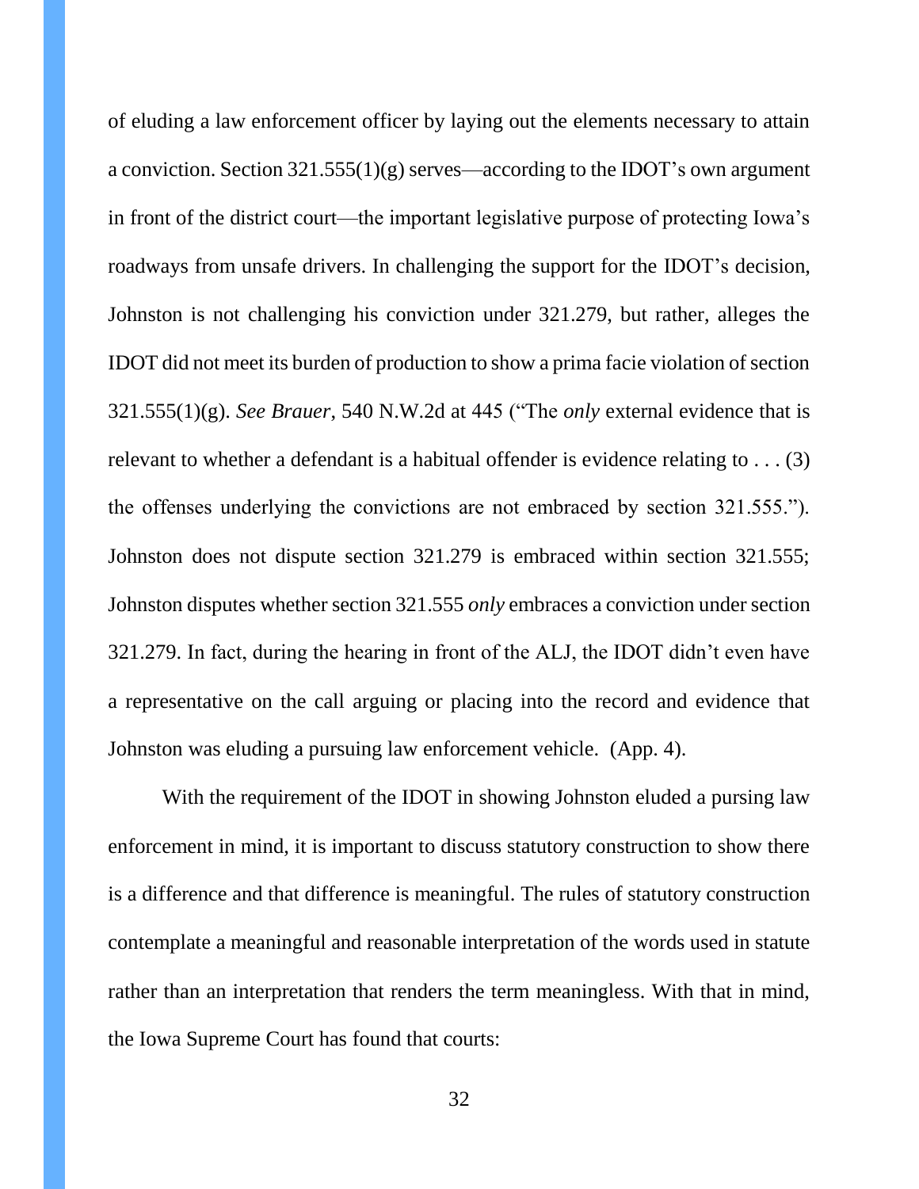of eluding a law enforcement officer by laying out the elements necessary to attain a conviction. Section 321.555(1)(g) serves—according to the IDOT's own argument in front of the district court—the important legislative purpose of protecting Iowa's roadways from unsafe drivers. In challenging the support for the IDOT's decision, Johnston is not challenging his conviction under 321.279, but rather, alleges the IDOT did not meet its burden of production to show a prima facie violation of section 321.555(1)(g). *See Brauer*, 540 N.W.2d at 445 ("The *only* external evidence that is relevant to whether a defendant is a habitual offender is evidence relating to . . . (3) the offenses underlying the convictions are not embraced by section 321.555."). Johnston does not dispute section 321.279 is embraced within section 321.555; Johnston disputes whether section 321.555 *only* embraces a conviction under section 321.279. In fact, during the hearing in front of the ALJ, the IDOT didn't even have a representative on the call arguing or placing into the record and evidence that Johnston was eluding a pursuing law enforcement vehicle. (App. 4).

With the requirement of the IDOT in showing Johnston eluded a pursing law enforcement in mind, it is important to discuss statutory construction to show there is a difference and that difference is meaningful. The rules of statutory construction contemplate a meaningful and reasonable interpretation of the words used in statute rather than an interpretation that renders the term meaningless. With that in mind, the Iowa Supreme Court has found that courts: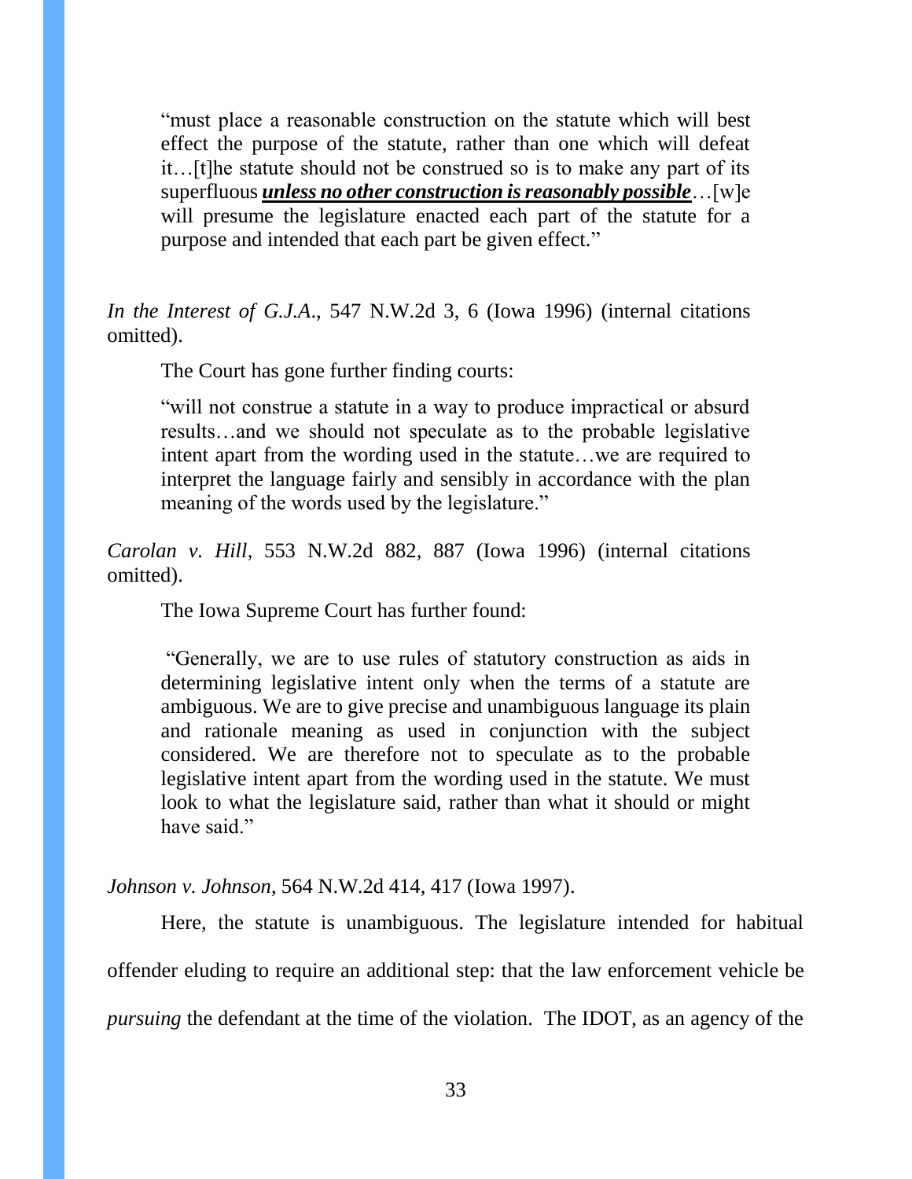> "must place a reasonable construction on the statute which will best effect the purpose of the statute, rather than one which will defeat it…[t]he statute should not be construed so is to make any part of its superfluous ***unless no other construction is reasonably possible***…[w]e will presume the legislature enacted each part of the statute for a purpose and intended that each part be given effect."

*In the Interest of G.J.A.*, 547 N.W.2d 3, 6 (Iowa 1996) (internal citations omitted).

The Court has gone further finding courts:

> "will not construe a statute in a way to produce impractical or absurd results…and we should not speculate as to the probable legislative intent apart from the wording used in the statute…we are required to interpret the language fairly and sensibly in accordance with the plan meaning of the words used by the legislature."

*Carolan v. Hill*, 553 N.W.2d 882, 887 (Iowa 1996) (internal citations omitted).

The Iowa Supreme Court has further found:

> "Generally, we are to use rules of statutory construction as aids in determining legislative intent only when the terms of a statute are ambiguous. We are to give precise and unambiguous language its plain and rationale meaning as used in conjunction with the subject considered. We are therefore not to speculate as to the probable legislative intent apart from the wording used in the statute. We must look to what the legislature said, rather than what it should or might have said."

*Johnson v. Johnson*, 564 N.W.2d 414, 417 (Iowa 1997).

Here, the statute is unambiguous. The legislature intended for habitual offender eluding to require an additional step: that the law enforcement vehicle be *pursuing* the defendant at the time of the violation. The IDOT, as an agency of the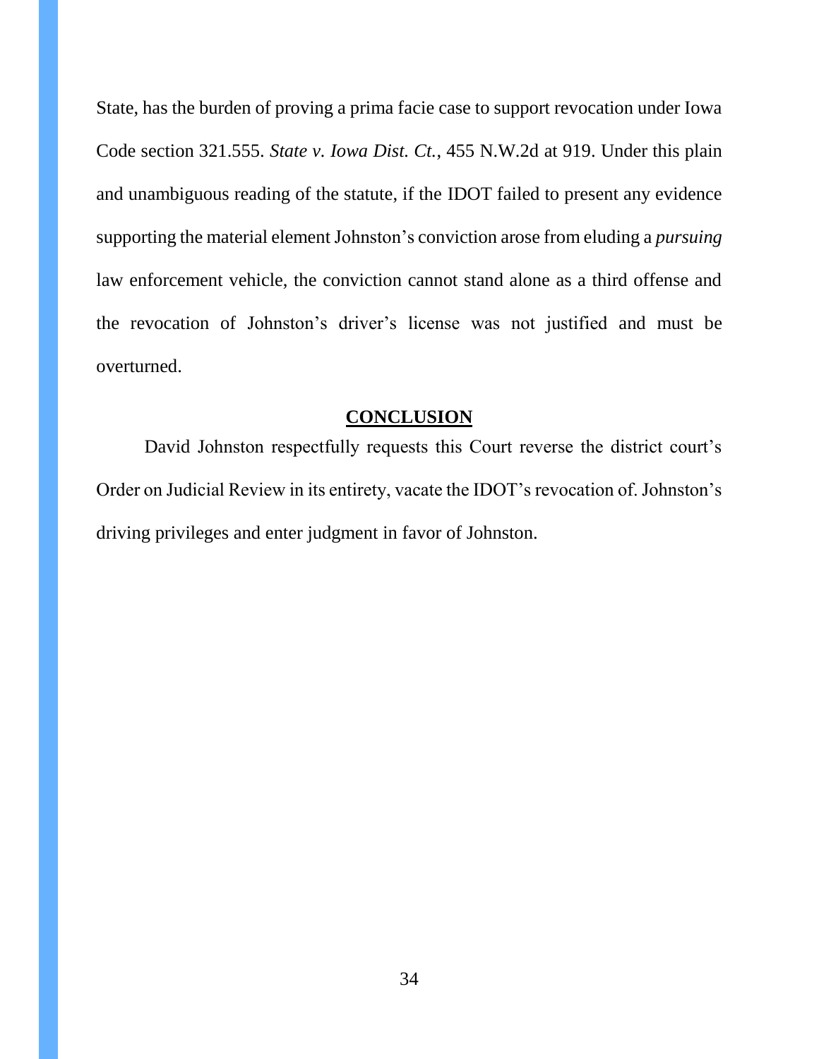State, has the burden of proving a prima facie case to support revocation under Iowa Code section 321.555. *State v. Iowa Dist. Ct.*, 455 N.W.2d at 919. Under this plain and unambiguous reading of the statute, if the IDOT failed to present any evidence supporting the material element Johnston's conviction arose from eluding a *pursuing* law enforcement vehicle, the conviction cannot stand alone as a third offense and the revocation of Johnston's driver's license was not justified and must be overturned.

## CONCLUSION

David Johnston respectfully requests this Court reverse the district court's Order on Judicial Review in its entirety, vacate the IDOT's revocation of. Johnston's driving privileges and enter judgment in favor of Johnston.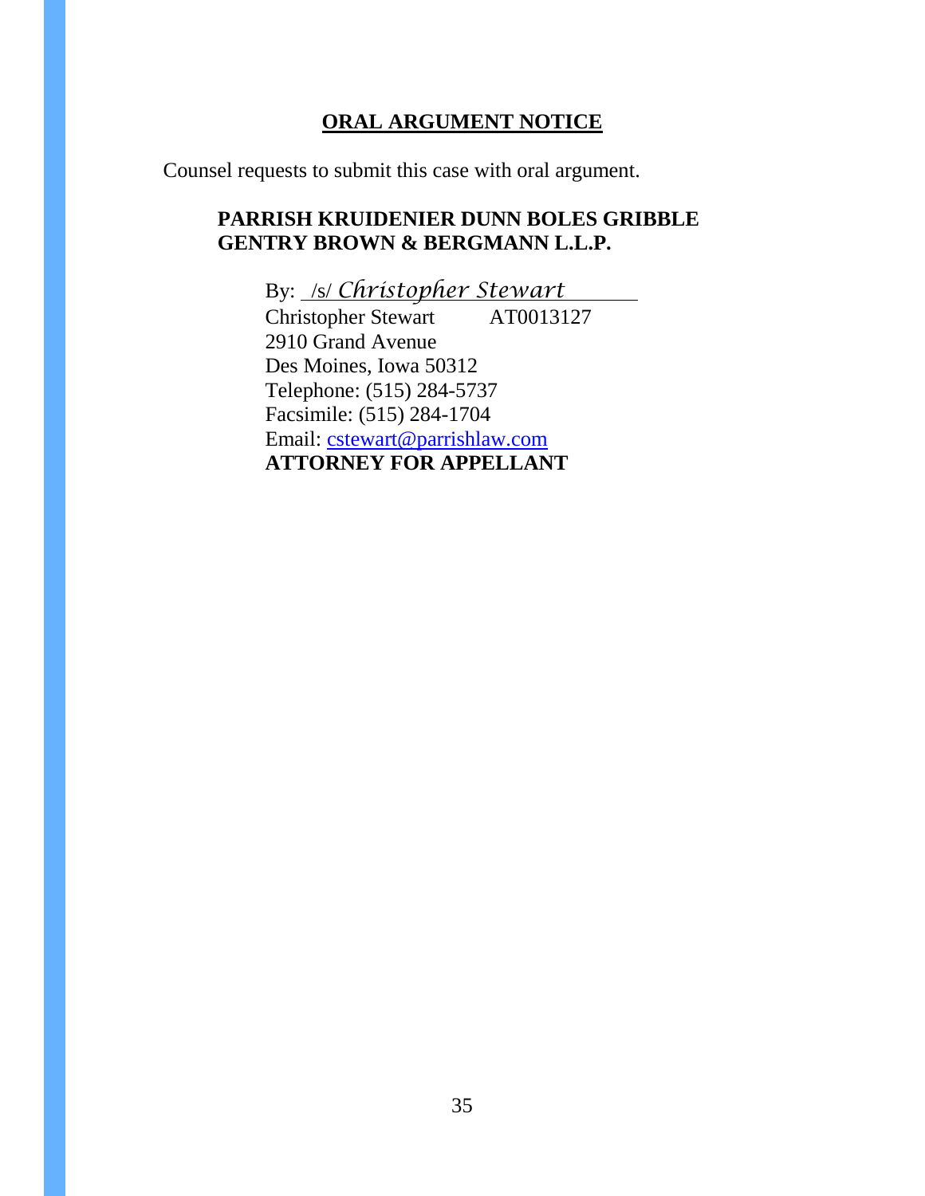## **ORAL ARGUMENT NOTICE**

Counsel requests to submit this case with oral argument.

**PARRISH KRUIDENIER DUNN BOLES GRIBBLE GENTRY BROWN & BERGMANN L.L.P.**

By: /s/ *Christopher Stewart*
Christopher Stewart AT0013127
2910 Grand Avenue
Des Moines, Iowa 50312
Telephone: (515) 284-5737
Facsimile: (515) 284-1704
Email: cstewart@parrishlaw.com
**ATTORNEY FOR APPELLANT**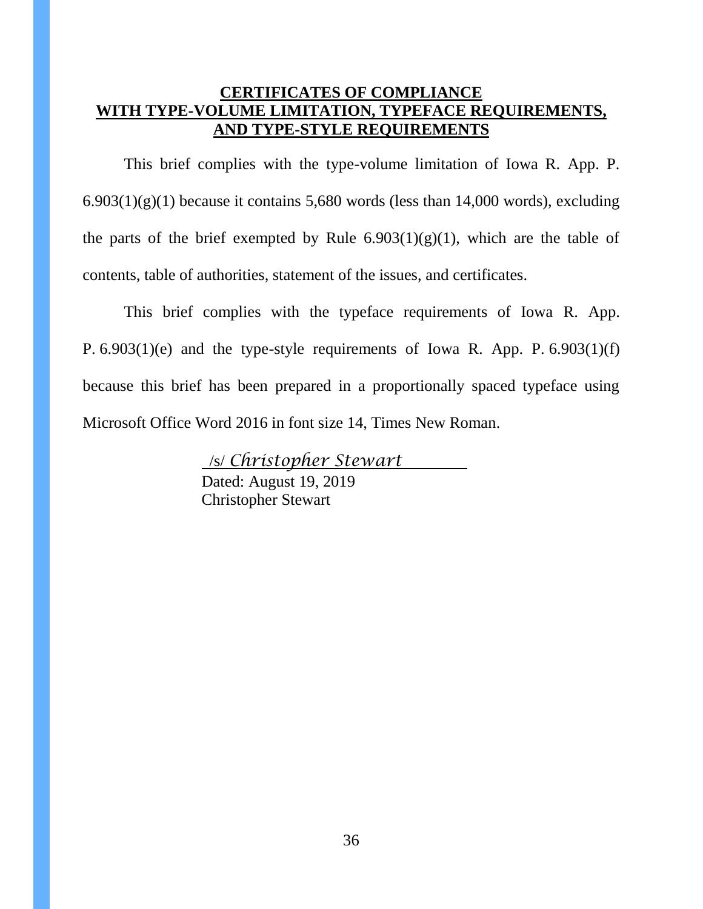## CERTIFICATES OF COMPLIANCE WITH TYPE-VOLUME LIMITATION, TYPEFACE REQUIREMENTS, AND TYPE-STYLE REQUIREMENTS

This brief complies with the type-volume limitation of Iowa R. App. P. 6.903(1)(g)(1) because it contains 5,680 words (less than 14,000 words), excluding the parts of the brief exempted by Rule 6.903(1)(g)(1), which are the table of contents, table of authorities, statement of the issues, and certificates.

This brief complies with the typeface requirements of Iowa R. App. P. 6.903(1)(e) and the type-style requirements of Iowa R. App. P. 6.903(1)(f) because this brief has been prepared in a proportionally spaced typeface using Microsoft Office Word 2016 in font size 14, Times New Roman.

/s/ *Christopher Stewart*
Dated: August 19, 2019
Christopher Stewart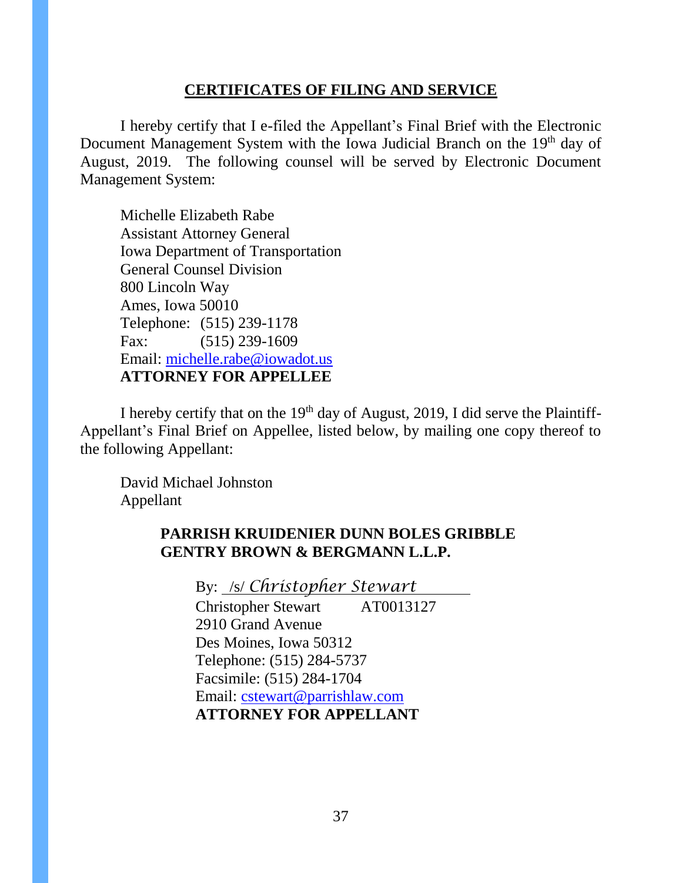## CERTIFICATES OF FILING AND SERVICE

I hereby certify that I e-filed the Appellant's Final Brief with the Electronic Document Management System with the Iowa Judicial Branch on the 19th day of August, 2019. The following counsel will be served by Electronic Document Management System:

Michelle Elizabeth Rabe
Assistant Attorney General
Iowa Department of Transportation
General Counsel Division
800 Lincoln Way
Ames, Iowa 50010
Telephone: (515) 239-1178
Fax: (515) 239-1609
Email: michelle.rabe@iowadot.us
**ATTORNEY FOR APPELLEE**

I hereby certify that on the 19th day of August, 2019, I did serve the Plaintiff-Appellant's Final Brief on Appellee, listed below, by mailing one copy thereof to the following Appellant:

David Michael Johnston
Appellant

**PARRISH KRUIDENIER DUNN BOLES GRIBBLE GENTRY BROWN & BERGMANN L.L.P.**

By: /s/ *Christopher Stewart*
Christopher Stewart AT0013127
2910 Grand Avenue
Des Moines, Iowa 50312
Telephone: (515) 284-5737
Facsimile: (515) 284-1704
Email: cstewart@parrishlaw.com
**ATTORNEY FOR APPELLANT**